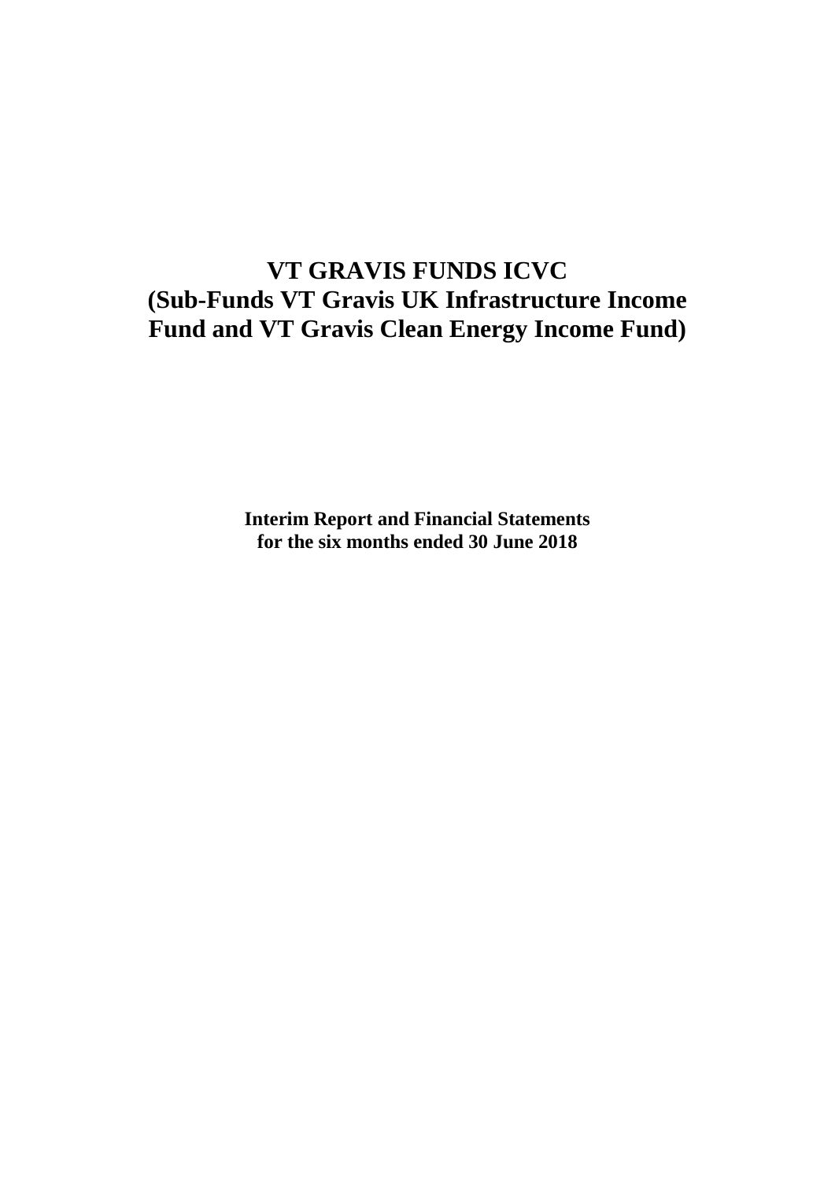# VT GRAVIS FUNDS ICVC
# (Sub-Funds VT Gravis UK Infrastructure Income Fund and VT Gravis Clean Energy Income Fund)

**Interim Report and Financial Statements**
**for the six months ended 30 June 2018**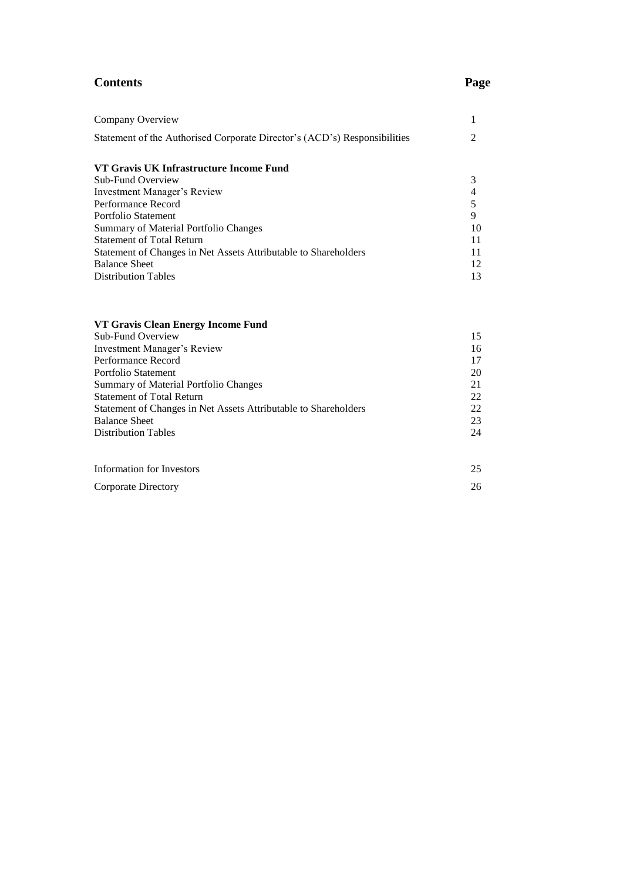## Contents

| | Page |
|---|---|
| Company Overview | 1 |
| Statement of the Authorised Corporate Director's (ACD's) Responsibilities | 2 |
| **VT Gravis UK Infrastructure Income Fund** | |
| Sub-Fund Overview | 3 |
| Investment Manager's Review | 4 |
| Performance Record | 5 |
| Portfolio Statement | 9 |
| Summary of Material Portfolio Changes | 10 |
| Statement of Total Return | 11 |
| Statement of Changes in Net Assets Attributable to Shareholders | 11 |
| Balance Sheet | 12 |
| Distribution Tables | 13 |
| **VT Gravis Clean Energy Income Fund** | |
| Sub-Fund Overview | 15 |
| Investment Manager's Review | 16 |
| Performance Record | 17 |
| Portfolio Statement | 20 |
| Summary of Material Portfolio Changes | 21 |
| Statement of Total Return | 22 |
| Statement of Changes in Net Assets Attributable to Shareholders | 22 |
| Balance Sheet | 23 |
| Distribution Tables | 24 |
| Information for Investors | 25 |
| Corporate Directory | 26 |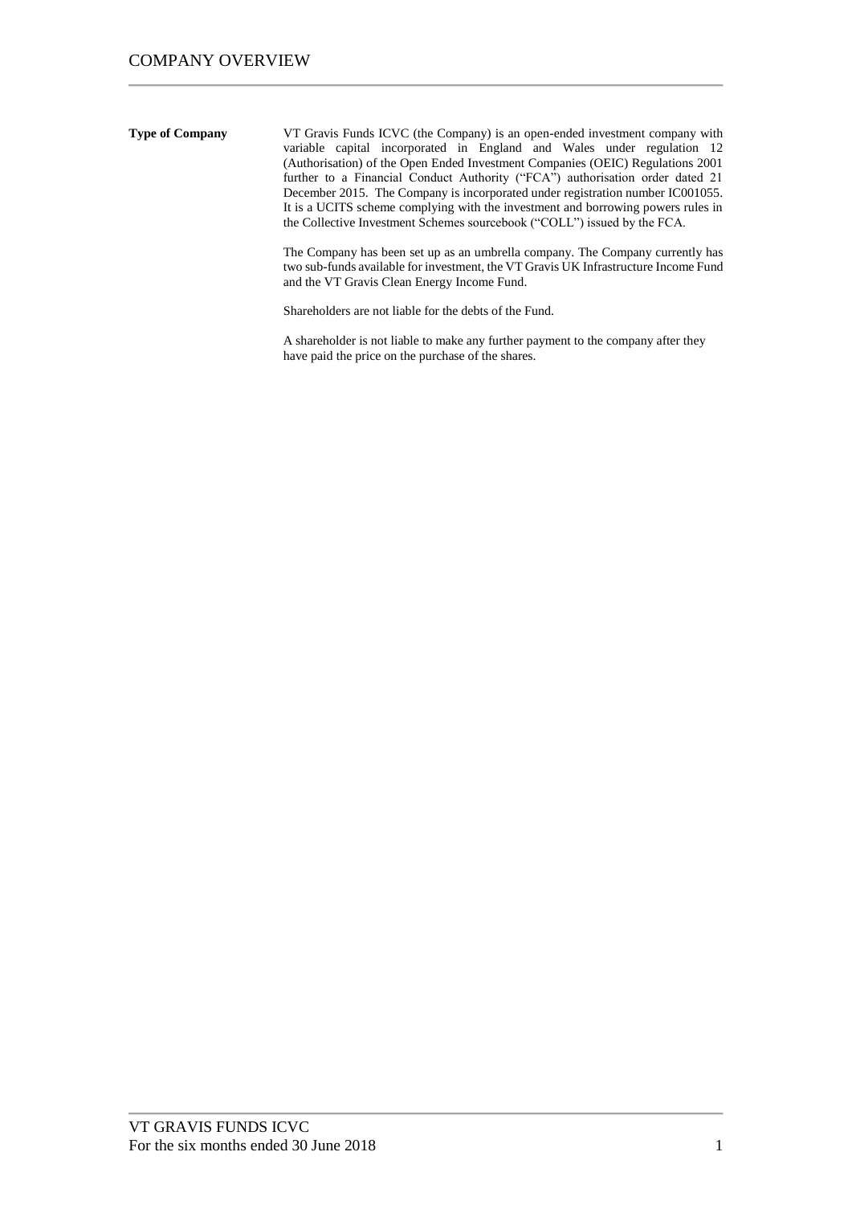# COMPANY OVERVIEW

**Type of Company**

VT Gravis Funds ICVC (the Company) is an open-ended investment company with variable capital incorporated in England and Wales under regulation 12 (Authorisation) of the Open Ended Investment Companies (OEIC) Regulations 2001 further to a Financial Conduct Authority ("FCA") authorisation order dated 21 December 2015. The Company is incorporated under registration number IC001055. It is a UCITS scheme complying with the investment and borrowing powers rules in the Collective Investment Schemes sourcebook ("COLL") issued by the FCA.

The Company has been set up as an umbrella company. The Company currently has two sub-funds available for investment, the VT Gravis UK Infrastructure Income Fund and the VT Gravis Clean Energy Income Fund.

Shareholders are not liable for the debts of the Fund.

A shareholder is not liable to make any further payment to the company after they have paid the price on the purchase of the shares.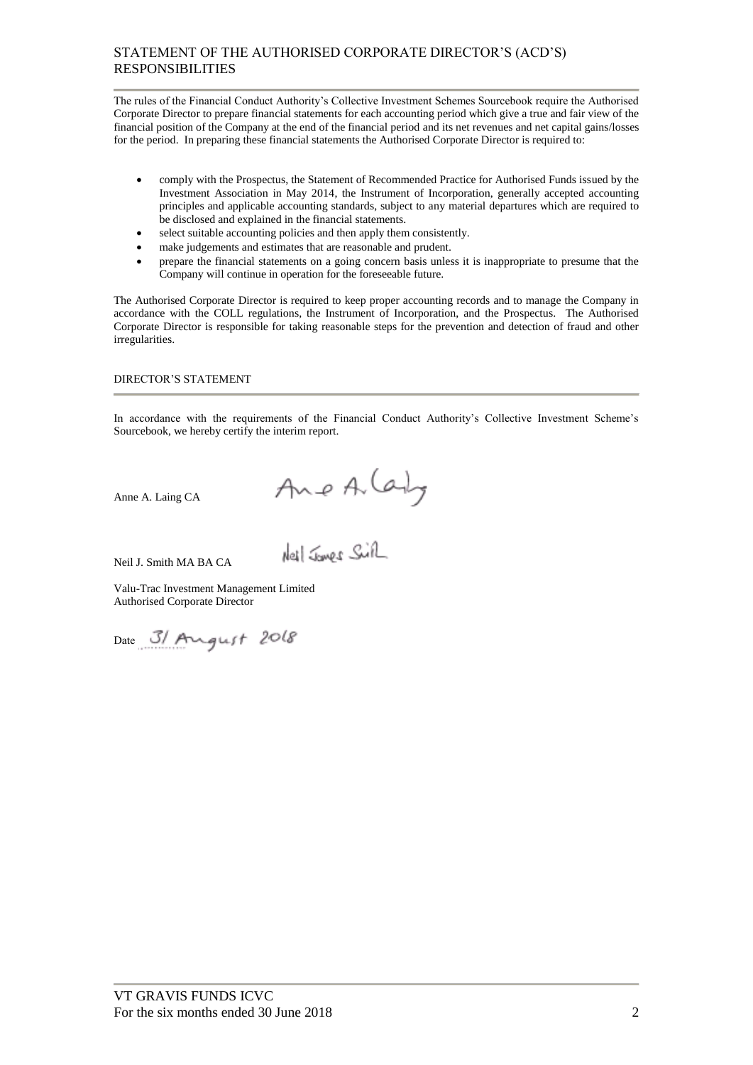# STATEMENT OF THE AUTHORISED CORPORATE DIRECTOR'S (ACD'S) RESPONSIBILITIES

The rules of the Financial Conduct Authority's Collective Investment Schemes Sourcebook require the Authorised Corporate Director to prepare financial statements for each accounting period which give a true and fair view of the financial position of the Company at the end of the financial period and its net revenues and net capital gains/losses for the period. In preparing these financial statements the Authorised Corporate Director is required to:

- comply with the Prospectus, the Statement of Recommended Practice for Authorised Funds issued by the Investment Association in May 2014, the Instrument of Incorporation, generally accepted accounting principles and applicable accounting standards, subject to any material departures which are required to be disclosed and explained in the financial statements.
- select suitable accounting policies and then apply them consistently.
- make judgements and estimates that are reasonable and prudent.
- prepare the financial statements on a going concern basis unless it is inappropriate to presume that the Company will continue in operation for the foreseeable future.

The Authorised Corporate Director is required to keep proper accounting records and to manage the Company in accordance with the COLL regulations, the Instrument of Incorporation, and the Prospectus. The Authorised Corporate Director is responsible for taking reasonable steps for the prevention and detection of fraud and other irregularities.

## DIRECTOR'S STATEMENT

In accordance with the requirements of the Financial Conduct Authority's Collective Investment Scheme's Sourcebook, we hereby certify the interim report.

Anne A. Laing CA

Neil J. Smith MA BA CA

Valu-Trac Investment Management Limited
Authorised Corporate Director

Date 31 August 2018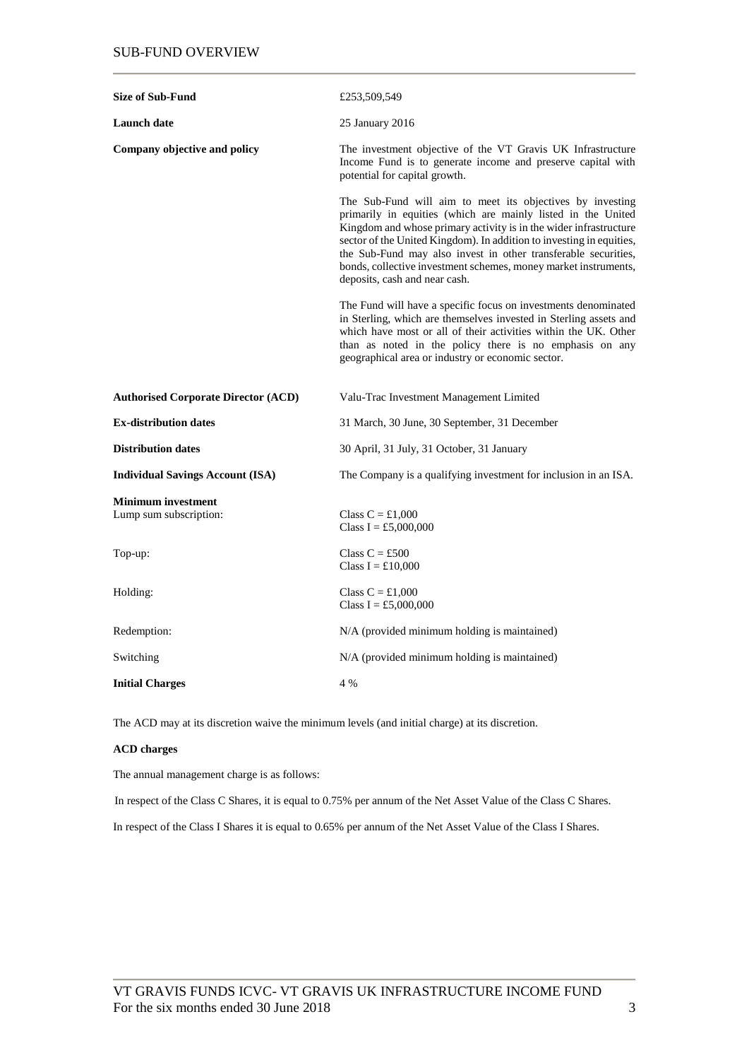## SUB-FUND OVERVIEW

| | |
|---|---|
| **Size of Sub-Fund** | £253,509,549 |
| **Launch date** | 25 January 2016 |
| **Company objective and policy** | The investment objective of the VT Gravis UK Infrastructure Income Fund is to generate income and preserve capital with potential for capital growth.<br><br>The Sub-Fund will aim to meet its objectives by investing primarily in equities (which are mainly listed in the United Kingdom and whose primary activity is in the wider infrastructure sector of the United Kingdom). In addition to investing in equities, the Sub-Fund may also invest in other transferable securities, bonds, collective investment schemes, money market instruments, deposits, cash and near cash.<br><br>The Fund will have a specific focus on investments denominated in Sterling, which are themselves invested in Sterling assets and which have most or all of their activities within the UK. Other than as noted in the policy there is no emphasis on any geographical area or industry or economic sector. |
| **Authorised Corporate Director (ACD)** | Valu-Trac Investment Management Limited |
| **Ex-distribution dates** | 31 March, 30 June, 30 September, 31 December |
| **Distribution dates** | 30 April, 31 July, 31 October, 31 January |
| **Individual Savings Account (ISA)** | The Company is a qualifying investment for inclusion in an ISA. |
| **Minimum investment** | |
| Lump sum subscription: | Class C = £1,000<br>Class I = £5,000,000 |
| Top-up: | Class C = £500<br>Class I = £10,000 |
| Holding: | Class C = £1,000<br>Class I = £5,000,000 |
| Redemption: | N/A (provided minimum holding is maintained) |
| Switching | N/A (provided minimum holding is maintained) |
| **Initial Charges** | 4 % |

The ACD may at its discretion waive the minimum levels (and initial charge) at its discretion.

**ACD charges**

The annual management charge is as follows:

In respect of the Class C Shares, it is equal to 0.75% per annum of the Net Asset Value of the Class C Shares.

In respect of the Class I Shares it is equal to 0.65% per annum of the Net Asset Value of the Class I Shares.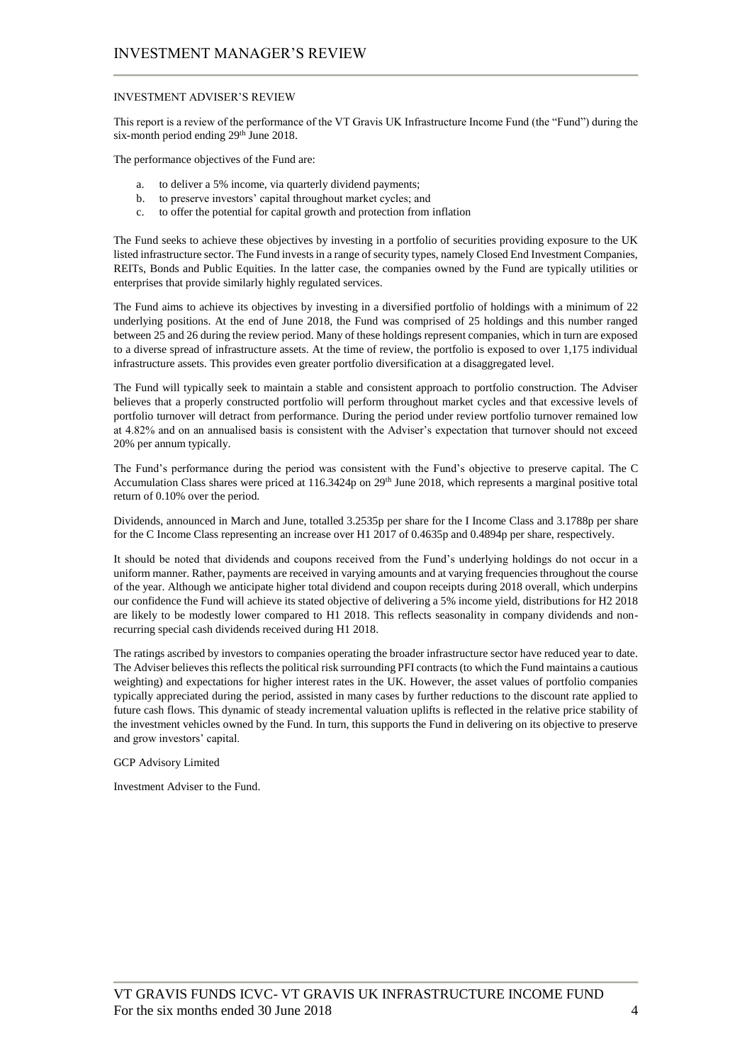# INVESTMENT MANAGER'S REVIEW

## INVESTMENT ADVISER'S REVIEW

This report is a review of the performance of the VT Gravis UK Infrastructure Income Fund (the "Fund") during the six-month period ending 29th June 2018.

The performance objectives of the Fund are:

a. to deliver a 5% income, via quarterly dividend payments;
b. to preserve investors' capital throughout market cycles; and
c. to offer the potential for capital growth and protection from inflation

The Fund seeks to achieve these objectives by investing in a portfolio of securities providing exposure to the UK listed infrastructure sector. The Fund invests in a range of security types, namely Closed End Investment Companies, REITs, Bonds and Public Equities. In the latter case, the companies owned by the Fund are typically utilities or enterprises that provide similarly highly regulated services.

The Fund aims to achieve its objectives by investing in a diversified portfolio of holdings with a minimum of 22 underlying positions. At the end of June 2018, the Fund was comprised of 25 holdings and this number ranged between 25 and 26 during the review period. Many of these holdings represent companies, which in turn are exposed to a diverse spread of infrastructure assets. At the time of review, the portfolio is exposed to over 1,175 individual infrastructure assets. This provides even greater portfolio diversification at a disaggregated level.

The Fund will typically seek to maintain a stable and consistent approach to portfolio construction. The Adviser believes that a properly constructed portfolio will perform throughout market cycles and that excessive levels of portfolio turnover will detract from performance. During the period under review portfolio turnover remained low at 4.82% and on an annualised basis is consistent with the Adviser's expectation that turnover should not exceed 20% per annum typically.

The Fund's performance during the period was consistent with the Fund's objective to preserve capital. The C Accumulation Class shares were priced at 116.3424p on 29th June 2018, which represents a marginal positive total return of 0.10% over the period.

Dividends, announced in March and June, totalled 3.2535p per share for the I Income Class and 3.1788p per share for the C Income Class representing an increase over H1 2017 of 0.4635p and 0.4894p per share, respectively.

It should be noted that dividends and coupons received from the Fund's underlying holdings do not occur in a uniform manner. Rather, payments are received in varying amounts and at varying frequencies throughout the course of the year. Although we anticipate higher total dividend and coupon receipts during 2018 overall, which underpins our confidence the Fund will achieve its stated objective of delivering a 5% income yield, distributions for H2 2018 are likely to be modestly lower compared to H1 2018. This reflects seasonality in company dividends and non-recurring special cash dividends received during H1 2018.

The ratings ascribed by investors to companies operating the broader infrastructure sector have reduced year to date. The Adviser believes this reflects the political risk surrounding PFI contracts (to which the Fund maintains a cautious weighting) and expectations for higher interest rates in the UK. However, the asset values of portfolio companies typically appreciated during the period, assisted in many cases by further reductions to the discount rate applied to future cash flows. This dynamic of steady incremental valuation uplifts is reflected in the relative price stability of the investment vehicles owned by the Fund. In turn, this supports the Fund in delivering on its objective to preserve and grow investors' capital.

GCP Advisory Limited

Investment Adviser to the Fund.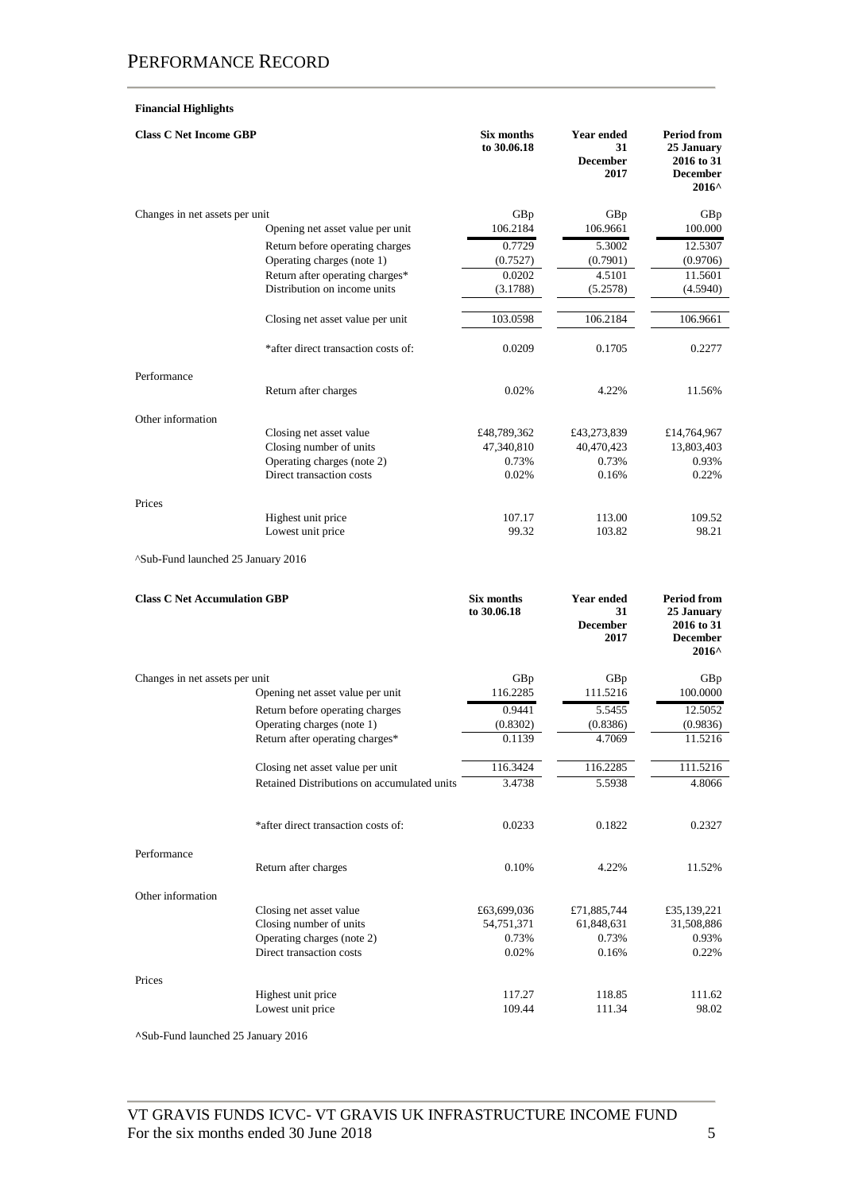# PERFORMANCE RECORD

**Financial Highlights**

| **Class C Net Income GBP** | | **Six months to 30.06.18** | **Year ended 31 December 2017** | **Period from 25 January 2016 to 31 December 2016^** |
|---|---|---|---|---|
| Changes in net assets per unit | | GBp | GBp | GBp |
| | Opening net asset value per unit | 106.2184 | 106.9661 | 100.000 |
| | Return before operating charges | 0.7729 | 5.3002 | 12.5307 |
| | Operating charges (note 1) | (0.7527) | (0.7901) | (0.9706) |
| | Return after operating charges* | 0.0202 | 4.5101 | 11.5601 |
| | Distribution on income units | (3.1788) | (5.2578) | (4.5940) |
| | Closing net asset value per unit | 103.0598 | 106.2184 | 106.9661 |
| | *after direct transaction costs of: | 0.0209 | 0.1705 | 0.2277 |
| Performance | | | | |
| | Return after charges | 0.02% | 4.22% | 11.56% |
| Other information | | | | |
| | Closing net asset value | £48,789,362 | £43,273,839 | £14,764,967 |
| | Closing number of units | 47,340,810 | 40,470,423 | 13,803,403 |
| | Operating charges (note 2) | 0.73% | 0.73% | 0.93% |
| | Direct transaction costs | 0.02% | 0.16% | 0.22% |
| Prices | | | | |
| | Highest unit price | 107.17 | 113.00 | 109.52 |
| | Lowest unit price | 99.32 | 103.82 | 98.21 |

^Sub-Fund launched 25 January 2016

| **Class C Net Accumulation GBP** | | **Six months to 30.06.18** | **Year ended 31 December 2017** | **Period from 25 January 2016 to 31 December 2016^** |
|---|---|---|---|---|
| Changes in net assets per unit | | GBp | GBp | GBp |
| | Opening net asset value per unit | 116.2285 | 111.5216 | 100.0000 |
| | Return before operating charges | 0.9441 | 5.5455 | 12.5052 |
| | Operating charges (note 1) | (0.8302) | (0.8386) | (0.9836) |
| | Return after operating charges* | 0.1139 | 4.7069 | 11.5216 |
| | Closing net asset value per unit | 116.3424 | 116.2285 | 111.5216 |
| | Retained Distributions on accumulated units | 3.4738 | 5.5938 | 4.8066 |
| | *after direct transaction costs of: | 0.0233 | 0.1822 | 0.2327 |
| Performance | | | | |
| | Return after charges | 0.10% | 4.22% | 11.52% |
| Other information | | | | |
| | Closing net asset value | £63,699,036 | £71,885,744 | £35,139,221 |
| | Closing number of units | 54,751,371 | 61,848,631 | 31,508,886 |
| | Operating charges (note 2) | 0.73% | 0.73% | 0.93% |
| | Direct transaction costs | 0.02% | 0.16% | 0.22% |
| Prices | | | | |
| | Highest unit price | 117.27 | 118.85 | 111.62 |
| | Lowest unit price | 109.44 | 111.34 | 98.02 |

^Sub-Fund launched 25 January 2016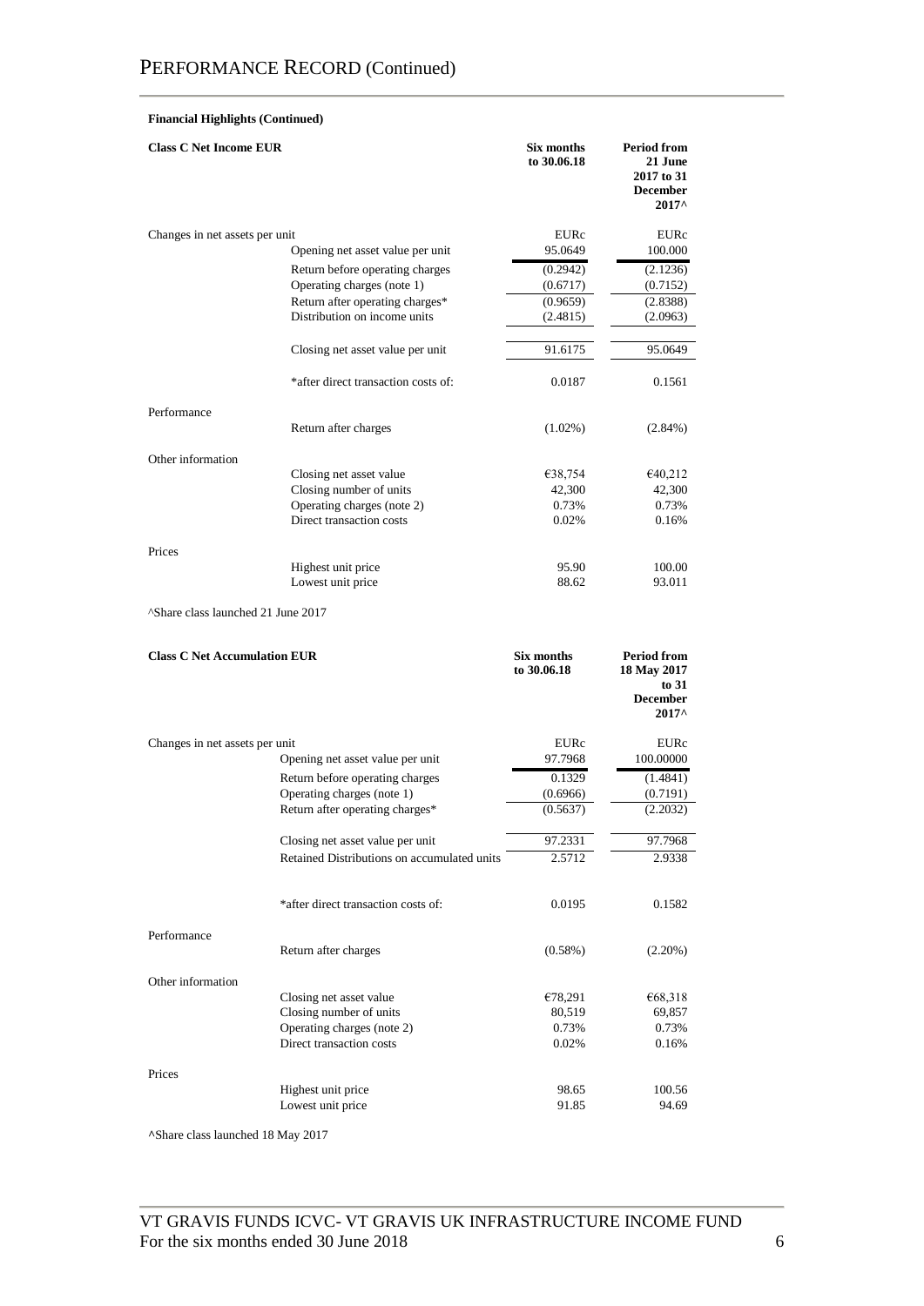# PERFORMANCE RECORD (Continued)

**Financial Highlights (Continued)**

| **Class C Net Income EUR** | | **Six months to 30.06.18** | **Period from 21 June 2017 to 31 December 2017^** |
|---|---|---|---|
| Changes in net assets per unit | | EURc | EURc |
| | Opening net asset value per unit | 95.0649 | 100.000 |
| | Return before operating charges | (0.2942) | (2.1236) |
| | Operating charges (note 1) | (0.6717) | (0.7152) |
| | Return after operating charges* | (0.9659) | (2.8388) |
| | Distribution on income units | (2.4815) | (2.0963) |
| | Closing net asset value per unit | 91.6175 | 95.0649 |
| | *after direct transaction costs of: | 0.0187 | 0.1561 |
| Performance | | | |
| | Return after charges | (1.02%) | (2.84%) |
| Other information | | | |
| | Closing net asset value | €38,754 | €40,212 |
| | Closing number of units | 42,300 | 42,300 |
| | Operating charges (note 2) | 0.73% | 0.73% |
| | Direct transaction costs | 0.02% | 0.16% |
| Prices | | | |
| | Highest unit price | 95.90 | 100.00 |
| | Lowest unit price | 88.62 | 93.011 |

^Share class launched 21 June 2017

| **Class C Net Accumulation EUR** | | **Six months to 30.06.18** | **Period from 18 May 2017 to 31 December 2017^** |
|---|---|---|---|
| Changes in net assets per unit | | EURc | EURc |
| | Opening net asset value per unit | 97.7968 | 100.00000 |
| | Return before operating charges | 0.1329 | (1.4841) |
| | Operating charges (note 1) | (0.6966) | (0.7191) |
| | Return after operating charges* | (0.5637) | (2.2032) |
| | Closing net asset value per unit | 97.2331 | 97.7968 |
| | Retained Distributions on accumulated units | 2.5712 | 2.9338 |
| | *after direct transaction costs of: | 0.0195 | 0.1582 |
| Performance | | | |
| | Return after charges | (0.58%) | (2.20%) |
| Other information | | | |
| | Closing net asset value | €78,291 | €68,318 |
| | Closing number of units | 80,519 | 69,857 |
| | Operating charges (note 2) | 0.73% | 0.73% |
| | Direct transaction costs | 0.02% | 0.16% |
| Prices | | | |
| | Highest unit price | 98.65 | 100.56 |
| | Lowest unit price | 91.85 | 94.69 |

^Share class launched 18 May 2017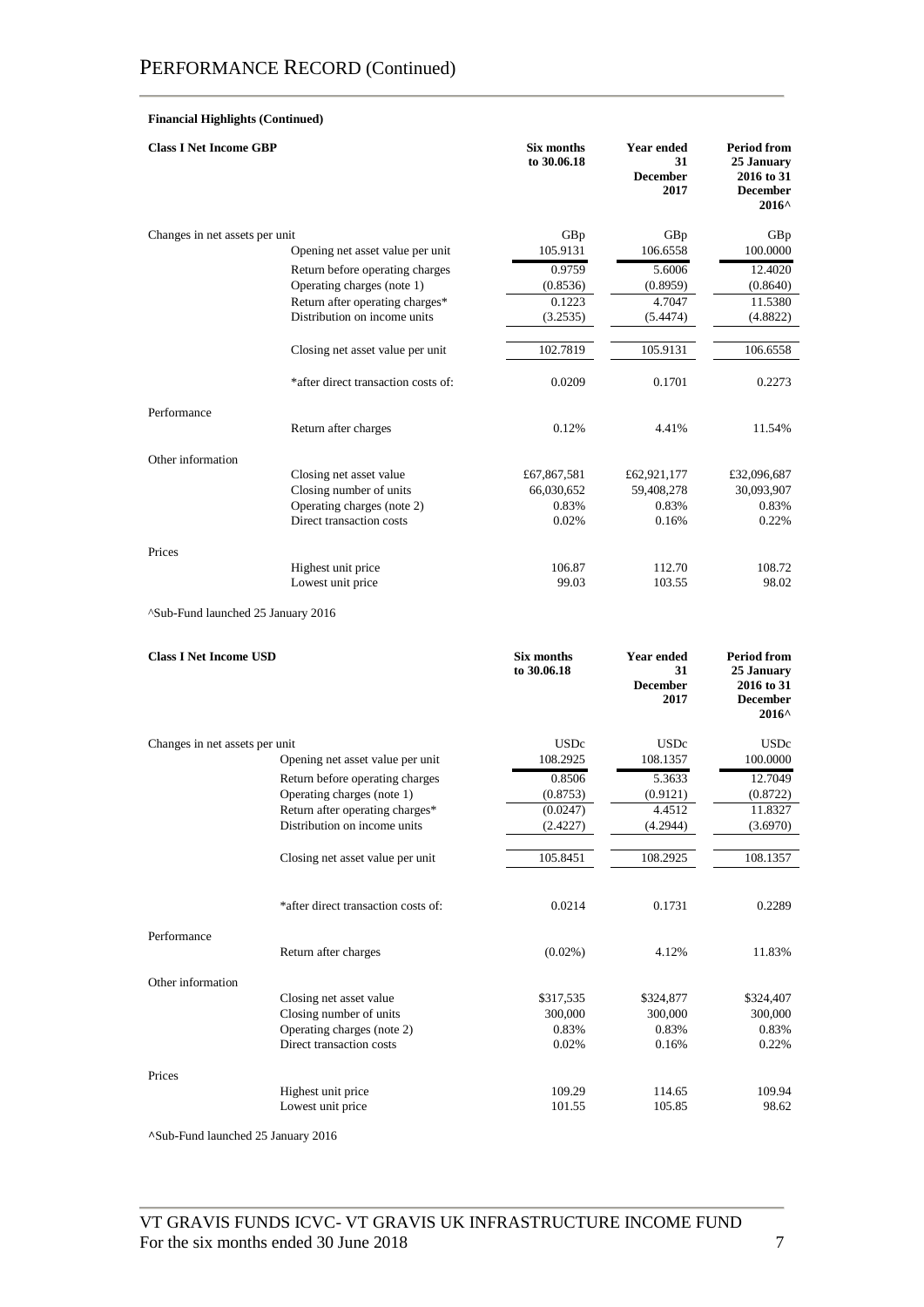# PERFORMANCE RECORD (Continued)

**Financial Highlights (Continued)**

| **Class I Net Income GBP** | | **Six months to 30.06.18** | **Year ended 31 December 2017** | **Period from 25 January 2016 to 31 December 2016^** |
|---|---|---|---|---|
| Changes in net assets per unit | | GBp | GBp | GBp |
| | Opening net asset value per unit | 105.9131 | 106.6558 | 100.0000 |
| | Return before operating charges | 0.9759 | 5.6006 | 12.4020 |
| | Operating charges (note 1) | (0.8536) | (0.8959) | (0.8640) |
| | Return after operating charges* | 0.1223 | 4.7047 | 11.5380 |
| | Distribution on income units | (3.2535) | (5.4474) | (4.8822) |
| | Closing net asset value per unit | 102.7819 | 105.9131 | 106.6558 |
| | *after direct transaction costs of: | 0.0209 | 0.1701 | 0.2273 |
| Performance | | | | |
| | Return after charges | 0.12% | 4.41% | 11.54% |
| Other information | | | | |
| | Closing net asset value | £67,867,581 | £62,921,177 | £32,096,687 |
| | Closing number of units | 66,030,652 | 59,408,278 | 30,093,907 |
| | Operating charges (note 2) | 0.83% | 0.83% | 0.83% |
| | Direct transaction costs | 0.02% | 0.16% | 0.22% |
| Prices | | | | |
| | Highest unit price | 106.87 | 112.70 | 108.72 |
| | Lowest unit price | 99.03 | 103.55 | 98.02 |

^Sub-Fund launched 25 January 2016

| **Class I Net Income USD** | | **Six months to 30.06.18** | **Year ended 31 December 2017** | **Period from 25 January 2016 to 31 December 2016^** |
|---|---|---|---|---|
| Changes in net assets per unit | | USDc | USDc | USDc |
| | Opening net asset value per unit | 108.2925 | 108.1357 | 100.0000 |
| | Return before operating charges | 0.8506 | 5.3633 | 12.7049 |
| | Operating charges (note 1) | (0.8753) | (0.9121) | (0.8722) |
| | Return after operating charges* | (0.0247) | 4.4512 | 11.8327 |
| | Distribution on income units | (2.4227) | (4.2944) | (3.6970) |
| | Closing net asset value per unit | 105.8451 | 108.2925 | 108.1357 |
| | *after direct transaction costs of: | 0.0214 | 0.1731 | 0.2289 |
| Performance | | | | |
| | Return after charges | (0.02%) | 4.12% | 11.83% |
| Other information | | | | |
| | Closing net asset value | $317,535 | $324,877 | $324,407 |
| | Closing number of units | 300,000 | 300,000 | 300,000 |
| | Operating charges (note 2) | 0.83% | 0.83% | 0.83% |
| | Direct transaction costs | 0.02% | 0.16% | 0.22% |
| Prices | | | | |
| | Highest unit price | 109.29 | 114.65 | 109.94 |
| | Lowest unit price | 101.55 | 105.85 | 98.62 |

^Sub-Fund launched 25 January 2016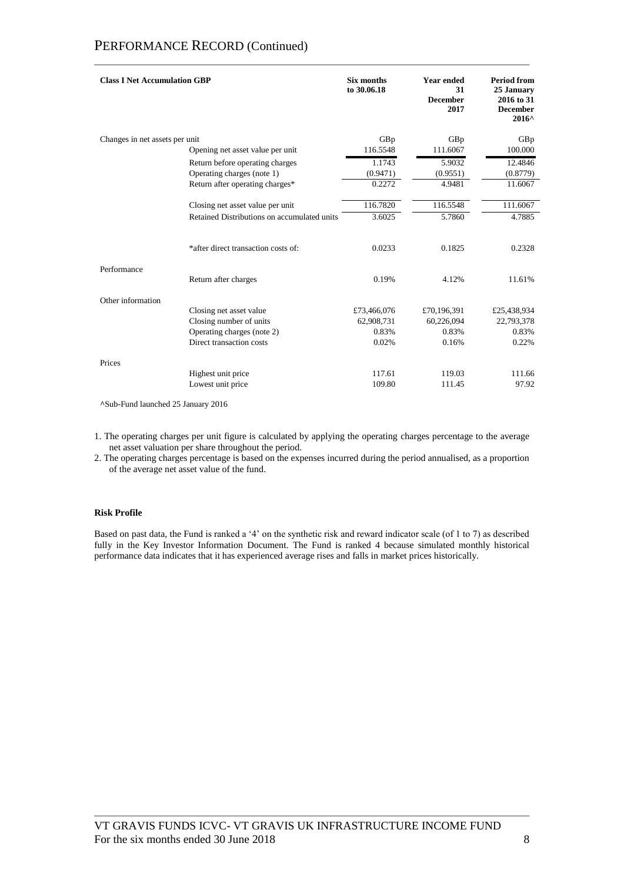# PERFORMANCE RECORD (Continued)

| Class I Net Accumulation GBP | | Six months to 30.06.18 | Year ended 31 December 2017 | Period from 25 January 2016 to 31 December 2016^ |
|---|---|---|---|---|
| Changes in net assets per unit | | GBp | GBp | GBp |
| | Opening net asset value per unit | 116.5548 | 111.6067 | 100.000 |
| | Return before operating charges | 1.1743 | 5.9032 | 12.4846 |
| | Operating charges (note 1) | (0.9471) | (0.9551) | (0.8779) |
| | Return after operating charges* | 0.2272 | 4.9481 | 11.6067 |
| | Closing net asset value per unit | 116.7820 | 116.5548 | 111.6067 |
| | Retained Distributions on accumulated units | 3.6025 | 5.7860 | 4.7885 |
| | *after direct transaction costs of: | 0.0233 | 0.1825 | 0.2328 |
| Performance | | | | |
| | Return after charges | 0.19% | 4.12% | 11.61% |
| Other information | | | | |
| | Closing net asset value | £73,466,076 | £70,196,391 | £25,438,934 |
| | Closing number of units | 62,908,731 | 60,226,094 | 22,793,378 |
| | Operating charges (note 2) | 0.83% | 0.83% | 0.83% |
| | Direct transaction costs | 0.02% | 0.16% | 0.22% |
| Prices | | | | |
| | Highest unit price | 117.61 | 119.03 | 111.66 |
| | Lowest unit price | 109.80 | 111.45 | 97.92 |

^Sub-Fund launched 25 January 2016

1. The operating charges per unit figure is calculated by applying the operating charges percentage to the average net asset valuation per share throughout the period.
2. The operating charges percentage is based on the expenses incurred during the period annualised, as a proportion of the average net asset value of the fund.

**Risk Profile**

Based on past data, the Fund is ranked a '4' on the synthetic risk and reward indicator scale (of 1 to 7) as described fully in the Key Investor Information Document. The Fund is ranked 4 because simulated monthly historical performance data indicates that it has experienced average rises and falls in market prices historically.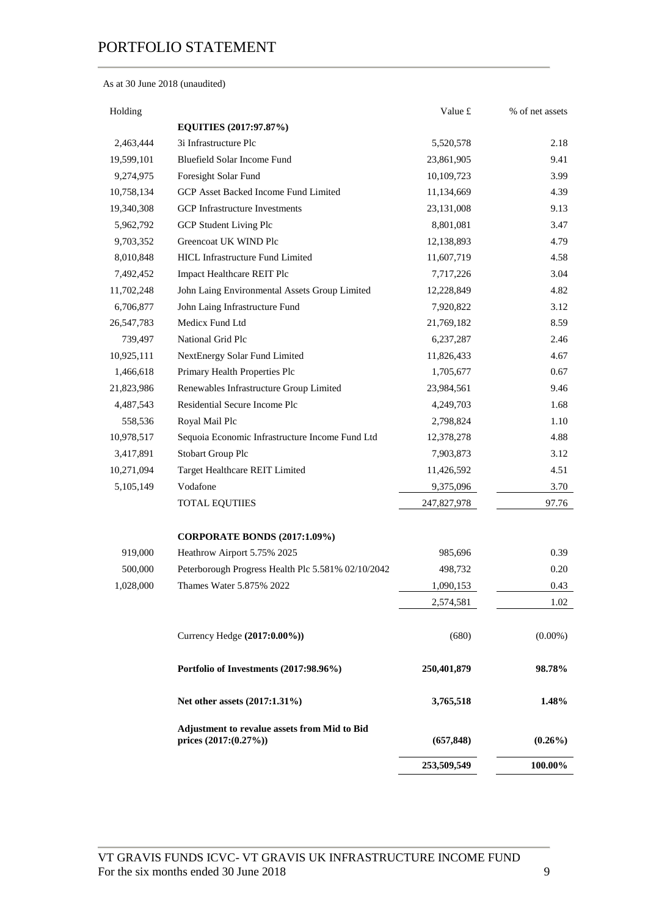# PORTFOLIO STATEMENT

As at 30 June 2018 (unaudited)

| Holding | | Value £ | % of net assets |
|---|---|---|---|
| | **EQUITIES (2017:97.87%)** | | |
| 2,463,444 | 3i Infrastructure Plc | 5,520,578 | 2.18 |
| 19,599,101 | Bluefield Solar Income Fund | 23,861,905 | 9.41 |
| 9,274,975 | Foresight Solar Fund | 10,109,723 | 3.99 |
| 10,758,134 | GCP Asset Backed Income Fund Limited | 11,134,669 | 4.39 |
| 19,340,308 | GCP Infrastructure Investments | 23,131,008 | 9.13 |
| 5,962,792 | GCP Student Living Plc | 8,801,081 | 3.47 |
| 9,703,352 | Greencoat UK WIND Plc | 12,138,893 | 4.79 |
| 8,010,848 | HICL Infrastructure Fund Limited | 11,607,719 | 4.58 |
| 7,492,452 | Impact Healthcare REIT Plc | 7,717,226 | 3.04 |
| 11,702,248 | John Laing Environmental Assets Group Limited | 12,228,849 | 4.82 |
| 6,706,877 | John Laing Infrastructure Fund | 7,920,822 | 3.12 |
| 26,547,783 | Medicx Fund Ltd | 21,769,182 | 8.59 |
| 739,497 | National Grid Plc | 6,237,287 | 2.46 |
| 10,925,111 | NextEnergy Solar Fund Limited | 11,826,433 | 4.67 |
| 1,466,618 | Primary Health Properties Plc | 1,705,677 | 0.67 |
| 21,823,986 | Renewables Infrastructure Group Limited | 23,984,561 | 9.46 |
| 4,487,543 | Residential Secure Income Plc | 4,249,703 | 1.68 |
| 558,536 | Royal Mail Plc | 2,798,824 | 1.10 |
| 10,978,517 | Sequoia Economic Infrastructure Income Fund Ltd | 12,378,278 | 4.88 |
| 3,417,891 | Stobart Group Plc | 7,903,873 | 3.12 |
| 10,271,094 | Target Healthcare REIT Limited | 11,426,592 | 4.51 |
| 5,105,149 | Vodafone | 9,375,096 | 3.70 |
| | TOTAL EQUTIIES | 247,827,978 | 97.76 |
| | | | |
| | **CORPORATE BONDS (2017:1.09%)** | | |
| 919,000 | Heathrow Airport 5.75% 2025 | 985,696 | 0.39 |
| 500,000 | Peterborough Progress Health Plc 5.581% 02/10/2042 | 498,732 | 0.20 |
| 1,028,000 | Thames Water 5.875% 2022 | 1,090,153 | 0.43 |
| | | 2,574,581 | 1.02 |
| | | | |
| | Currency Hedge **(2017:0.00%))** | (680) | (0.00%) |
| | | | |
| | **Portfolio of Investments (2017:98.96%)** | **250,401,879** | **98.78%** |
| | | | |
| | **Net other assets (2017:1.31%)** | **3,765,518** | **1.48%** |
| | | | |
| | **Adjustment to revalue assets from Mid to Bid prices (2017:(0.27%))** | **(657,848)** | **(0.26%)** |
| | | **253,509,549** | **100.00%** |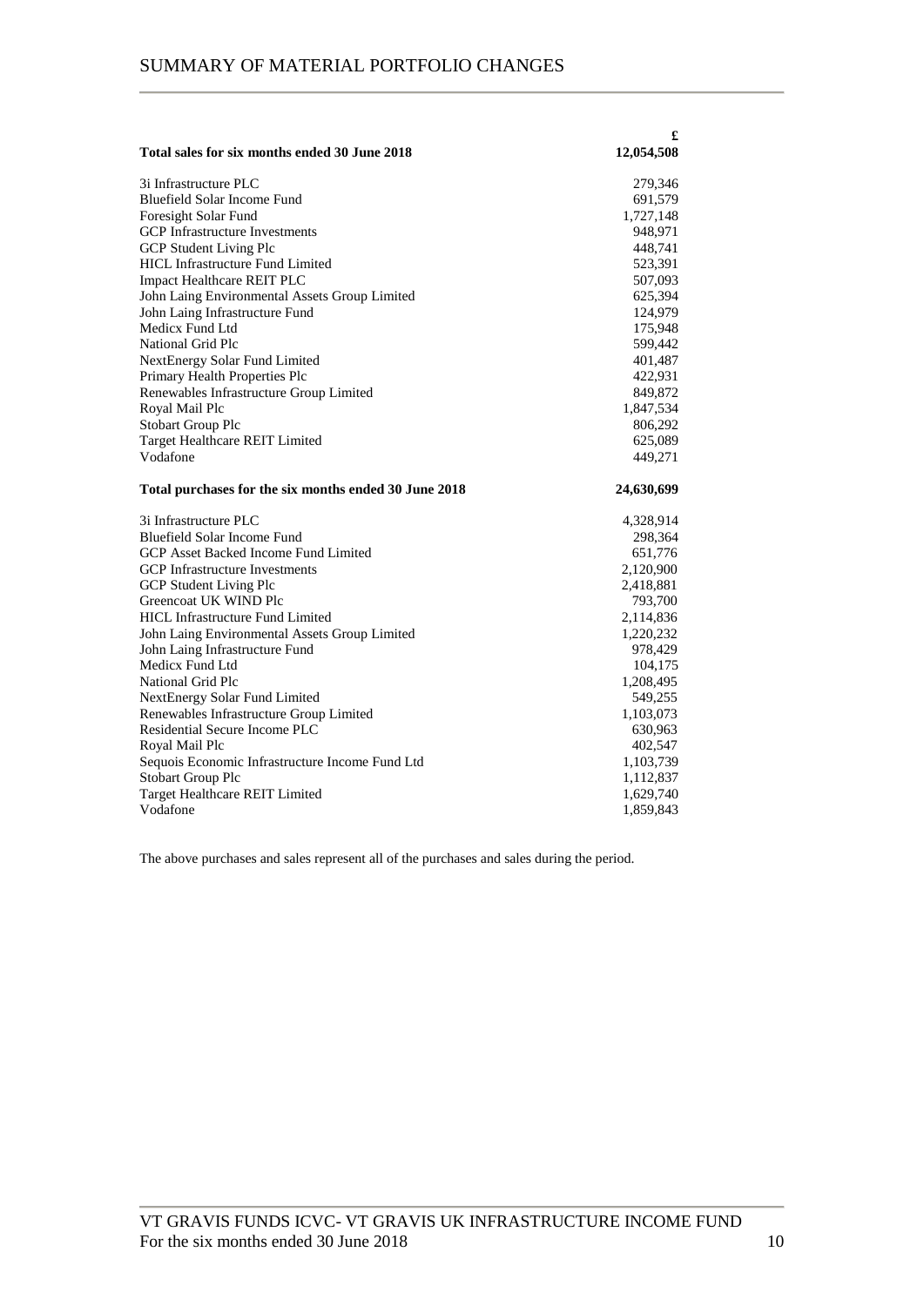# SUMMARY OF MATERIAL PORTFOLIO CHANGES

| | £ |
|---|---|
| **Total sales for six months ended 30 June 2018** | **12,054,508** |
| 3i Infrastructure PLC | 279,346 |
| Bluefield Solar Income Fund | 691,579 |
| Foresight Solar Fund | 1,727,148 |
| GCP Infrastructure Investments | 948,971 |
| GCP Student Living Plc | 448,741 |
| HICL Infrastructure Fund Limited | 523,391 |
| Impact Healthcare REIT PLC | 507,093 |
| John Laing Environmental Assets Group Limited | 625,394 |
| John Laing Infrastructure Fund | 124,979 |
| Medicx Fund Ltd | 175,948 |
| National Grid Plc | 599,442 |
| NextEnergy Solar Fund Limited | 401,487 |
| Primary Health Properties Plc | 422,931 |
| Renewables Infrastructure Group Limited | 849,872 |
| Royal Mail Plc | 1,847,534 |
| Stobart Group Plc | 806,292 |
| Target Healthcare REIT Limited | 625,089 |
| Vodafone | 449,271 |
| **Total purchases for the six months ended 30 June 2018** | **24,630,699** |
| 3i Infrastructure PLC | 4,328,914 |
| Bluefield Solar Income Fund | 298,364 |
| GCP Asset Backed Income Fund Limited | 651,776 |
| GCP Infrastructure Investments | 2,120,900 |
| GCP Student Living Plc | 2,418,881 |
| Greencoat UK WIND Plc | 793,700 |
| HICL Infrastructure Fund Limited | 2,114,836 |
| John Laing Environmental Assets Group Limited | 1,220,232 |
| John Laing Infrastructure Fund | 978,429 |
| Medicx Fund Ltd | 104,175 |
| National Grid Plc | 1,208,495 |
| NextEnergy Solar Fund Limited | 549,255 |
| Renewables Infrastructure Group Limited | 1,103,073 |
| Residential Secure Income PLC | 630,963 |
| Royal Mail Plc | 402,547 |
| Sequois Economic Infrastructure Income Fund Ltd | 1,103,739 |
| Stobart Group Plc | 1,112,837 |
| Target Healthcare REIT Limited | 1,629,740 |
| Vodafone | 1,859,843 |

The above purchases and sales represent all of the purchases and sales during the period.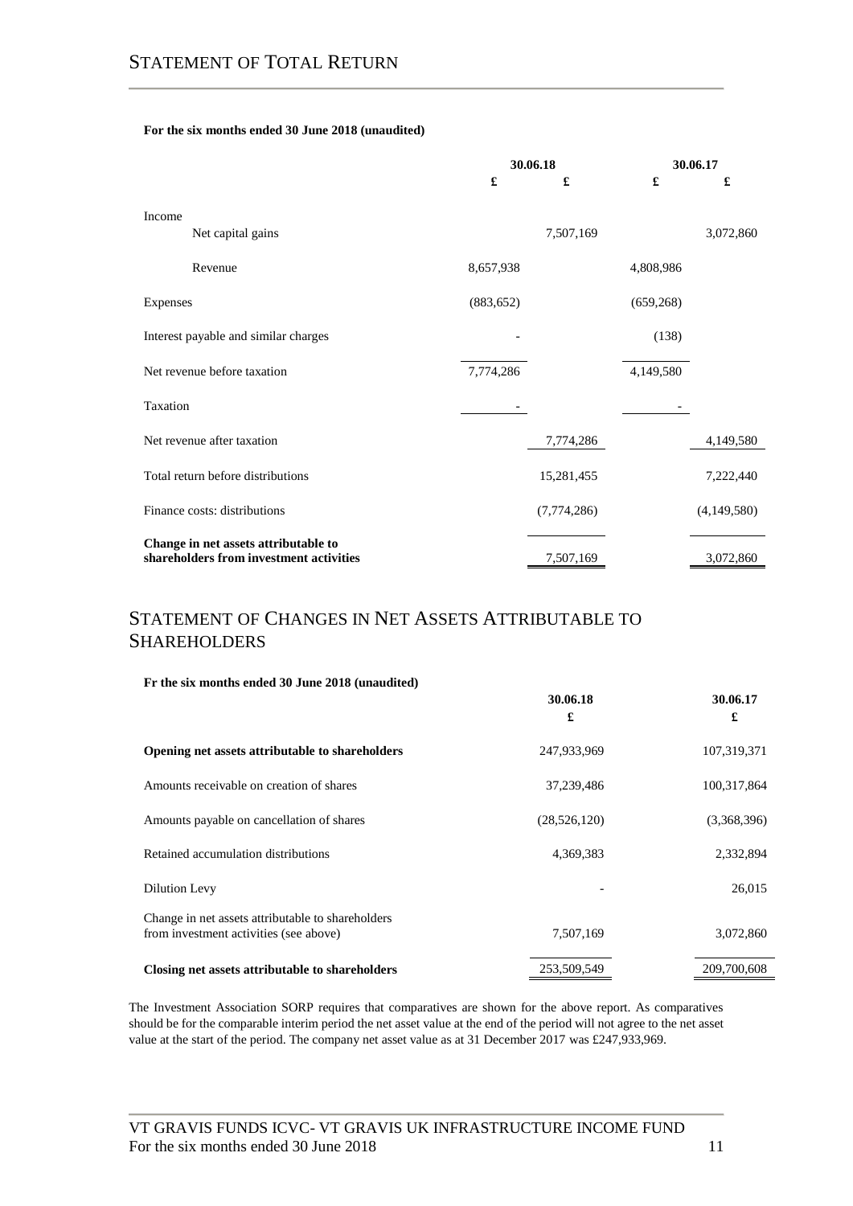# STATEMENT OF TOTAL RETURN

**For the six months ended 30 June 2018 (unaudited)**

| | 30.06.18 | | 30.06.17 | |
|---|---|---|---|---|
| | £ | £ | £ | £ |
| Income | | | | |
| Net capital gains | | 7,507,169 | | 3,072,860 |
| Revenue | 8,657,938 | | 4,808,986 | |
| Expenses | (883,652) | | (659,268) | |
| Interest payable and similar charges | - | | (138) | |
| Net revenue before taxation | 7,774,286 | | 4,149,580 | |
| Taxation | - | | - | |
| Net revenue after taxation | | 7,774,286 | | 4,149,580 |
| Total return before distributions | | 15,281,455 | | 7,222,440 |
| Finance costs: distributions | | (7,774,286) | | (4,149,580) |
| **Change in net assets attributable to shareholders from investment activities** | | 7,507,169 | | 3,072,860 |

# STATEMENT OF CHANGES IN NET ASSETS ATTRIBUTABLE TO SHAREHOLDERS

**Fr the six months ended 30 June 2018 (unaudited)**

| | 30.06.18 | 30.06.17 |
|---|---|---|
| | £ | £ |
| **Opening net assets attributable to shareholders** | 247,933,969 | 107,319,371 |
| Amounts receivable on creation of shares | 37,239,486 | 100,317,864 |
| Amounts payable on cancellation of shares | (28,526,120) | (3,368,396) |
| Retained accumulation distributions | 4,369,383 | 2,332,894 |
| Dilution Levy | - | 26,015 |
| Change in net assets attributable to shareholders from investment activities (see above) | 7,507,169 | 3,072,860 |
| **Closing net assets attributable to shareholders** | 253,509,549 | 209,700,608 |

The Investment Association SORP requires that comparatives are shown for the above report. As comparatives should be for the comparable interim period the net asset value at the end of the period will not agree to the net asset value at the start of the period. The company net asset value as at 31 December 2017 was £247,933,969.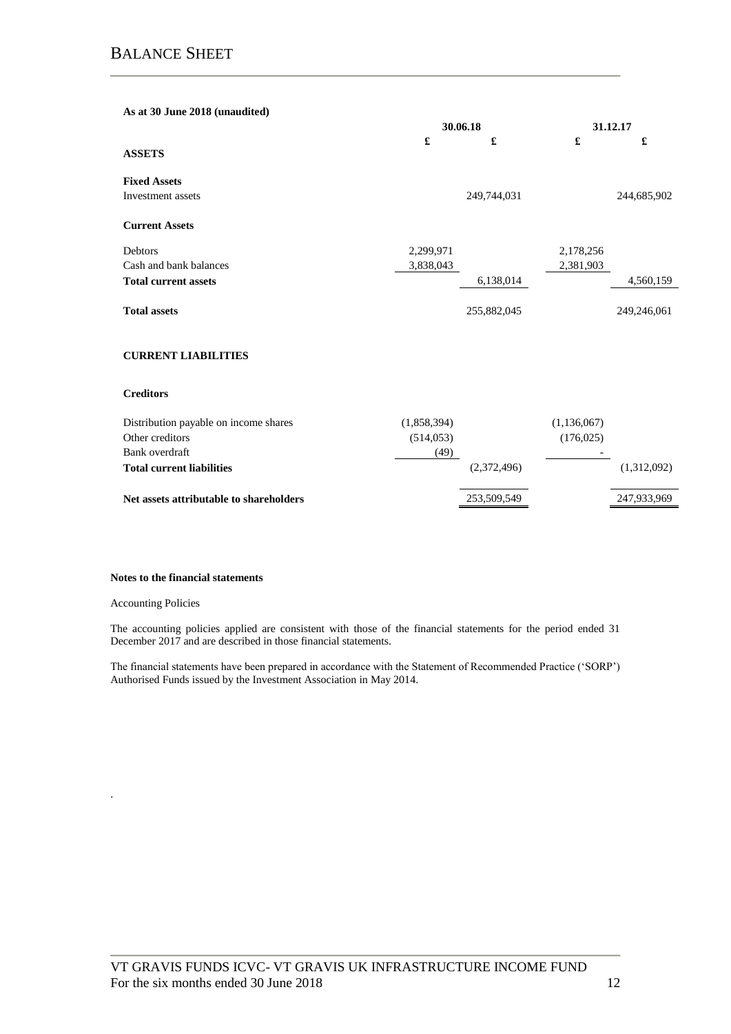# BALANCE SHEET

**As at 30 June 2018 (unaudited)**

| | 30.06.18 | | 31.12.17 | |
|---|---|---|---|---|
| | £ | £ | £ | £ |
| **ASSETS** | | | | |
| **Fixed Assets** | | | | |
| Investment assets | | 249,744,031 | | 244,685,902 |
| **Current Assets** | | | | |
| Debtors | 2,299,971 | | 2,178,256 | |
| Cash and bank balances | 3,838,043 | | 2,381,903 | |
| **Total current assets** | | 6,138,014 | | 4,560,159 |
| **Total assets** | | 255,882,045 | | 249,246,061 |
| **CURRENT LIABILITIES** | | | | |
| **Creditors** | | | | |
| Distribution payable on income shares | (1,858,394) | | (1,136,067) | |
| Other creditors | (514,053) | | (176,025) | |
| Bank overdraft | (49) | | - | |
| **Total current liabilities** | | (2,372,496) | | (1,312,092) |
| **Net assets attributable to shareholders** | | 253,509,549 | | 247,933,969 |

**Notes to the financial statements**

Accounting Policies

The accounting policies applied are consistent with those of the financial statements for the period ended 31 December 2017 and are described in those financial statements.

The financial statements have been prepared in accordance with the Statement of Recommended Practice ('SORP') Authorised Funds issued by the Investment Association in May 2014.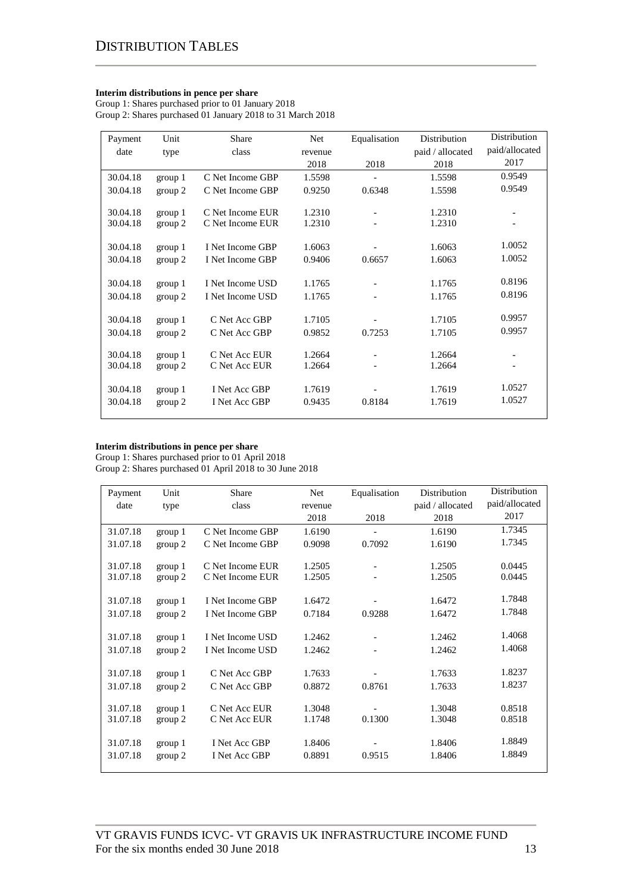# DISTRIBUTION TABLES

**Interim distributions in pence per share**

Group 1: Shares purchased prior to 01 January 2018
Group 2: Shares purchased 01 January 2018 to 31 March 2018

| Payment date | Unit type | Share class | Net revenue 2018 | Equalisation 2018 | Distribution paid / allocated 2018 | Distribution paid/allocated 2017 |
|---|---|---|---|---|---|---|
| 30.04.18 | group 1 | C Net Income GBP | 1.5598 | - | 1.5598 | 0.9549 |
| 30.04.18 | group 2 | C Net Income GBP | 0.9250 | 0.6348 | 1.5598 | 0.9549 |
| 30.04.18 | group 1 | C Net Income EUR | 1.2310 | - | 1.2310 | - |
| 30.04.18 | group 2 | C Net Income EUR | 1.2310 | - | 1.2310 | - |
| 30.04.18 | group 1 | I Net Income GBP | 1.6063 | - | 1.6063 | 1.0052 |
| 30.04.18 | group 2 | I Net Income GBP | 0.9406 | 0.6657 | 1.6063 | 1.0052 |
| 30.04.18 | group 1 | I Net Income USD | 1.1765 | - | 1.1765 | 0.8196 |
| 30.04.18 | group 2 | I Net Income USD | 1.1765 | - | 1.1765 | 0.8196 |
| 30.04.18 | group 1 | C Net Acc GBP | 1.7105 | - | 1.7105 | 0.9957 |
| 30.04.18 | group 2 | C Net Acc GBP | 0.9852 | 0.7253 | 1.7105 | 0.9957 |
| 30.04.18 | group 1 | C Net Acc EUR | 1.2664 | - | 1.2664 | - |
| 30.04.18 | group 2 | C Net Acc EUR | 1.2664 | - | 1.2664 | - |
| 30.04.18 | group 1 | I Net Acc GBP | 1.7619 | - | 1.7619 | 1.0527 |
| 30.04.18 | group 2 | I Net Acc GBP | 0.9435 | 0.8184 | 1.7619 | 1.0527 |

**Interim distributions in pence per share**

Group 1: Shares purchased prior to 01 April 2018
Group 2: Shares purchased 01 April 2018 to 30 June 2018

| Payment date | Unit type | Share class | Net revenue 2018 | Equalisation 2018 | Distribution paid / allocated 2018 | Distribution paid/allocated 2017 |
|---|---|---|---|---|---|---|
| 31.07.18 | group 1 | C Net Income GBP | 1.6190 | - | 1.6190 | 1.7345 |
| 31.07.18 | group 2 | C Net Income GBP | 0.9098 | 0.7092 | 1.6190 | 1.7345 |
| 31.07.18 | group 1 | C Net Income EUR | 1.2505 | - | 1.2505 | 0.0445 |
| 31.07.18 | group 2 | C Net Income EUR | 1.2505 | - | 1.2505 | 0.0445 |
| 31.07.18 | group 1 | I Net Income GBP | 1.6472 | - | 1.6472 | 1.7848 |
| 31.07.18 | group 2 | I Net Income GBP | 0.7184 | 0.9288 | 1.6472 | 1.7848 |
| 31.07.18 | group 1 | I Net Income USD | 1.2462 | - | 1.2462 | 1.4068 |
| 31.07.18 | group 2 | I Net Income USD | 1.2462 | - | 1.2462 | 1.4068 |
| 31.07.18 | group 1 | C Net Acc GBP | 1.7633 | - | 1.7633 | 1.8237 |
| 31.07.18 | group 2 | C Net Acc GBP | 0.8872 | 0.8761 | 1.7633 | 1.8237 |
| 31.07.18 | group 1 | C Net Acc EUR | 1.3048 | - | 1.3048 | 0.8518 |
| 31.07.18 | group 2 | C Net Acc EUR | 1.1748 | 0.1300 | 1.3048 | 0.8518 |
| 31.07.18 | group 1 | I Net Acc GBP | 1.8406 | - | 1.8406 | 1.8849 |
| 31.07.18 | group 2 | I Net Acc GBP | 0.8891 | 0.9515 | 1.8406 | 1.8849 |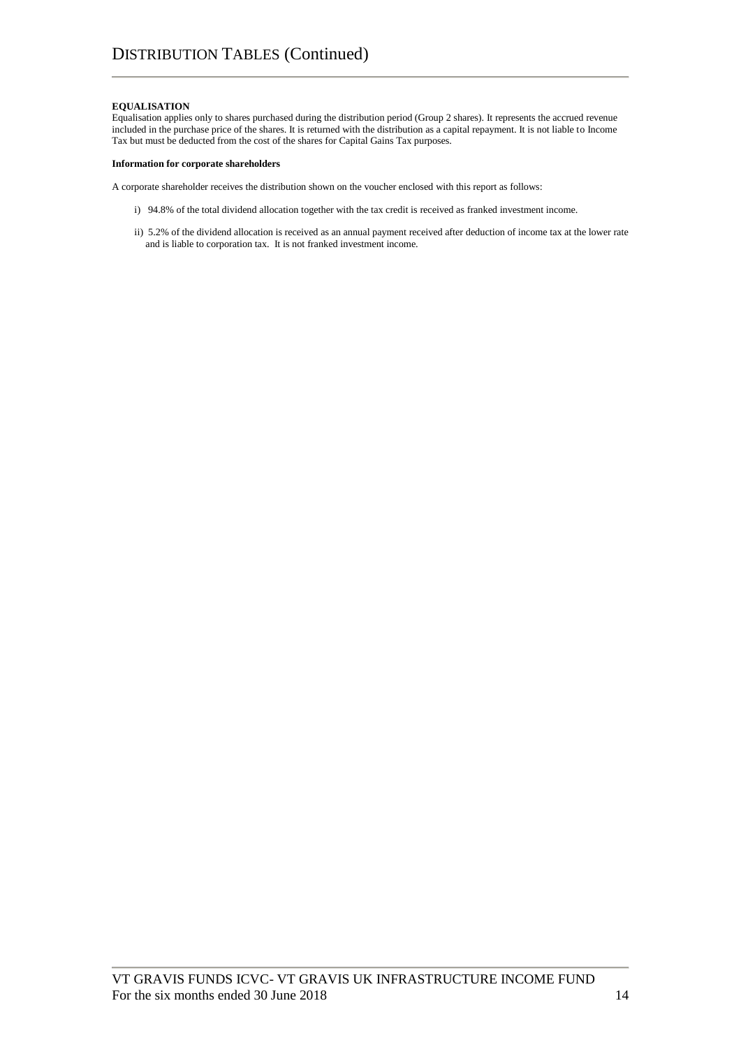# DISTRIBUTION TABLES (Continued)

**EQUALISATION**

Equalisation applies only to shares purchased during the distribution period (Group 2 shares). It represents the accrued revenue included in the purchase price of the shares. It is returned with the distribution as a capital repayment. It is not liable to Income Tax but must be deducted from the cost of the shares for Capital Gains Tax purposes.

**Information for corporate shareholders**

A corporate shareholder receives the distribution shown on the voucher enclosed with this report as follows:

i) 94.8% of the total dividend allocation together with the tax credit is received as franked investment income.

ii) 5.2% of the dividend allocation is received as an annual payment received after deduction of income tax at the lower rate and is liable to corporation tax. It is not franked investment income.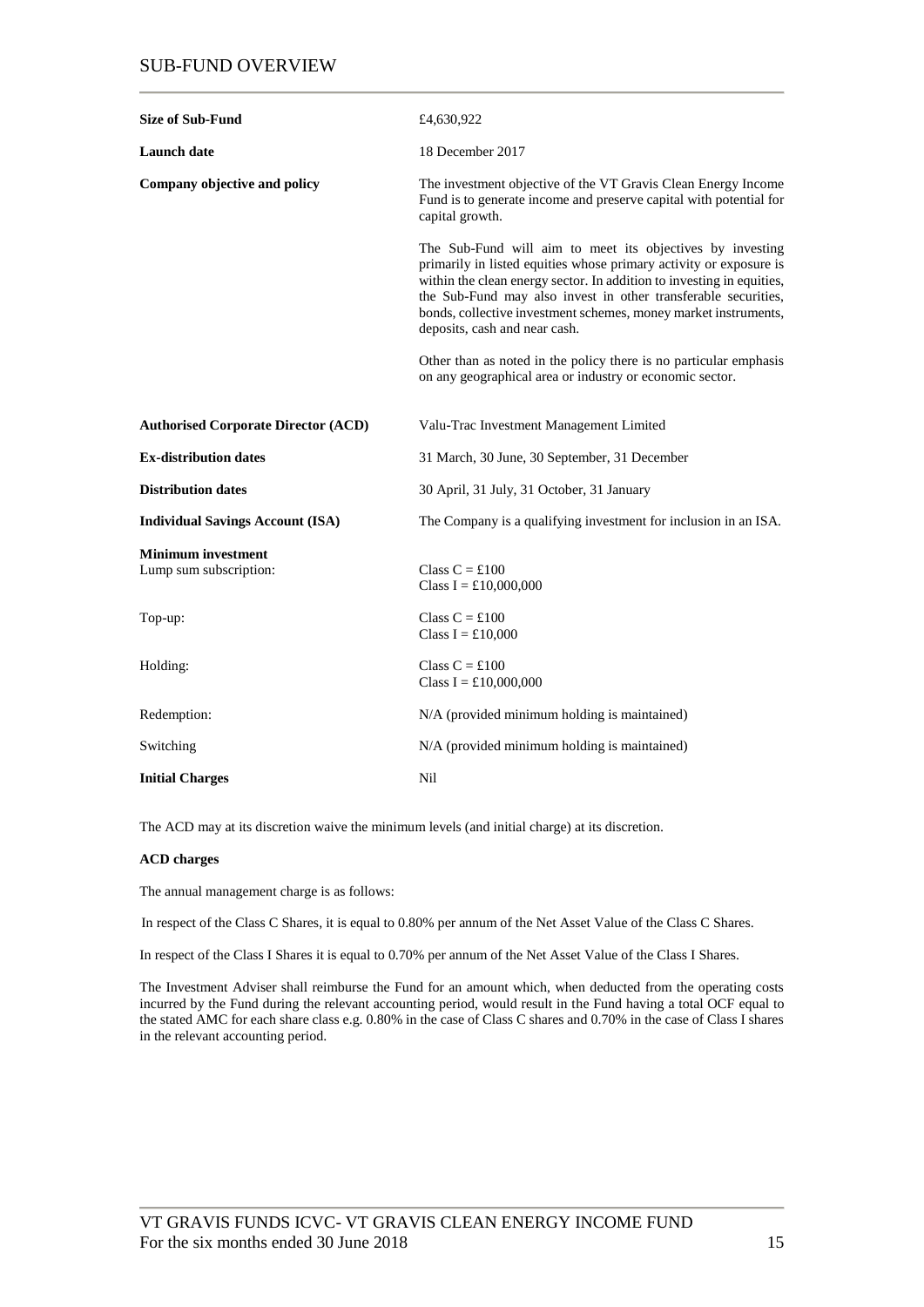# SUB-FUND OVERVIEW

| | |
|---|---|
| **Size of Sub-Fund** | £4,630,922 |
| **Launch date** | 18 December 2017 |
| **Company objective and policy** | The investment objective of the VT Gravis Clean Energy Income Fund is to generate income and preserve capital with potential for capital growth.<br><br>The Sub-Fund will aim to meet its objectives by investing primarily in listed equities whose primary activity or exposure is within the clean energy sector. In addition to investing in equities, the Sub-Fund may also invest in other transferable securities, bonds, collective investment schemes, money market instruments, deposits, cash and near cash.<br><br>Other than as noted in the policy there is no particular emphasis on any geographical area or industry or economic sector. |
| **Authorised Corporate Director (ACD)** | Valu-Trac Investment Management Limited |
| **Ex-distribution dates** | 31 March, 30 June, 30 September, 31 December |
| **Distribution dates** | 30 April, 31 July, 31 October, 31 January |
| **Individual Savings Account (ISA)** | The Company is a qualifying investment for inclusion in an ISA. |
| **Minimum investment**<br>Lump sum subscription: | Class C = £100<br>Class I = £10,000,000 |
| Top-up: | Class C = £100<br>Class I = £10,000 |
| Holding: | Class C = £100<br>Class I = £10,000,000 |
| Redemption: | N/A (provided minimum holding is maintained) |
| Switching | N/A (provided minimum holding is maintained) |
| **Initial Charges** | Nil |

The ACD may at its discretion waive the minimum levels (and initial charge) at its discretion.

**ACD charges**

The annual management charge is as follows:

In respect of the Class C Shares, it is equal to 0.80% per annum of the Net Asset Value of the Class C Shares.

In respect of the Class I Shares it is equal to 0.70% per annum of the Net Asset Value of the Class I Shares.

The Investment Adviser shall reimburse the Fund for an amount which, when deducted from the operating costs incurred by the Fund during the relevant accounting period, would result in the Fund having a total OCF equal to the stated AMC for each share class e.g. 0.80% in the case of Class C shares and 0.70% in the case of Class I shares in the relevant accounting period.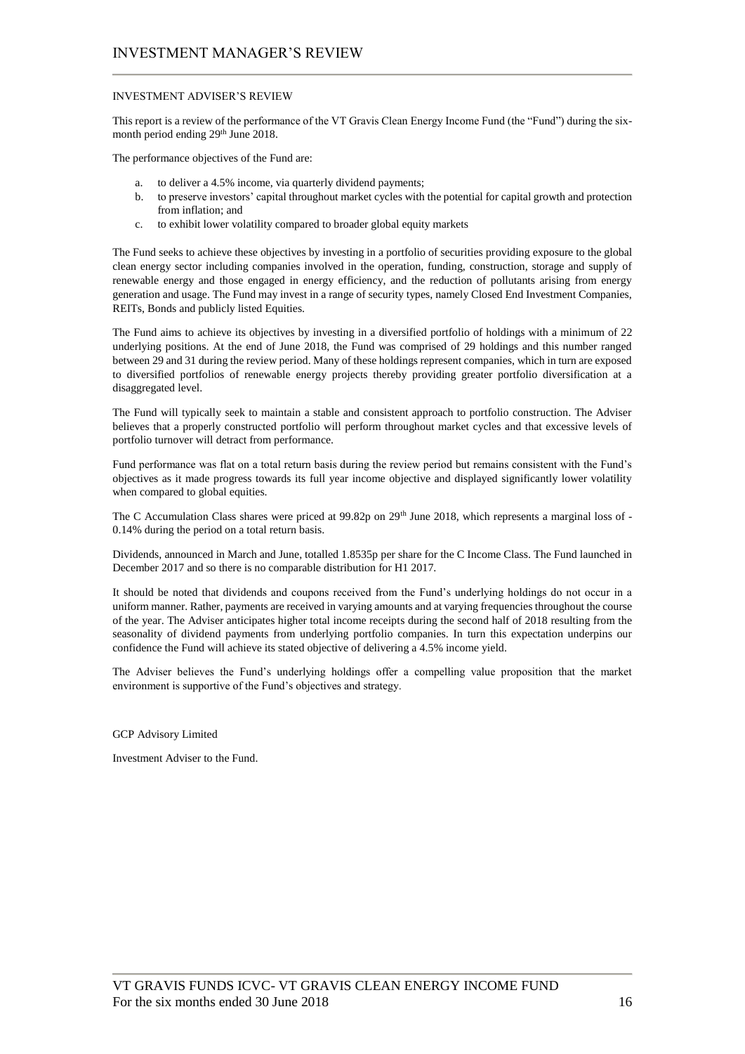# INVESTMENT MANAGER'S REVIEW

INVESTMENT ADVISER'S REVIEW

This report is a review of the performance of the VT Gravis Clean Energy Income Fund (the "Fund") during the six-month period ending 29th June 2018.

The performance objectives of the Fund are:

a. to deliver a 4.5% income, via quarterly dividend payments;
b. to preserve investors' capital throughout market cycles with the potential for capital growth and protection from inflation; and
c. to exhibit lower volatility compared to broader global equity markets

The Fund seeks to achieve these objectives by investing in a portfolio of securities providing exposure to the global clean energy sector including companies involved in the operation, funding, construction, storage and supply of renewable energy and those engaged in energy efficiency, and the reduction of pollutants arising from energy generation and usage. The Fund may invest in a range of security types, namely Closed End Investment Companies, REITs, Bonds and publicly listed Equities.

The Fund aims to achieve its objectives by investing in a diversified portfolio of holdings with a minimum of 22 underlying positions. At the end of June 2018, the Fund was comprised of 29 holdings and this number ranged between 29 and 31 during the review period. Many of these holdings represent companies, which in turn are exposed to diversified portfolios of renewable energy projects thereby providing greater portfolio diversification at a disaggregated level.

The Fund will typically seek to maintain a stable and consistent approach to portfolio construction. The Adviser believes that a properly constructed portfolio will perform throughout market cycles and that excessive levels of portfolio turnover will detract from performance.

Fund performance was flat on a total return basis during the review period but remains consistent with the Fund's objectives as it made progress towards its full year income objective and displayed significantly lower volatility when compared to global equities.

The C Accumulation Class shares were priced at 99.82p on 29th June 2018, which represents a marginal loss of -0.14% during the period on a total return basis.

Dividends, announced in March and June, totalled 1.8535p per share for the C Income Class. The Fund launched in December 2017 and so there is no comparable distribution for H1 2017.

It should be noted that dividends and coupons received from the Fund's underlying holdings do not occur in a uniform manner. Rather, payments are received in varying amounts and at varying frequencies throughout the course of the year. The Adviser anticipates higher total income receipts during the second half of 2018 resulting from the seasonality of dividend payments from underlying portfolio companies. In turn this expectation underpins our confidence the Fund will achieve its stated objective of delivering a 4.5% income yield.

The Adviser believes the Fund's underlying holdings offer a compelling value proposition that the market environment is supportive of the Fund's objectives and strategy.

GCP Advisory Limited

Investment Adviser to the Fund.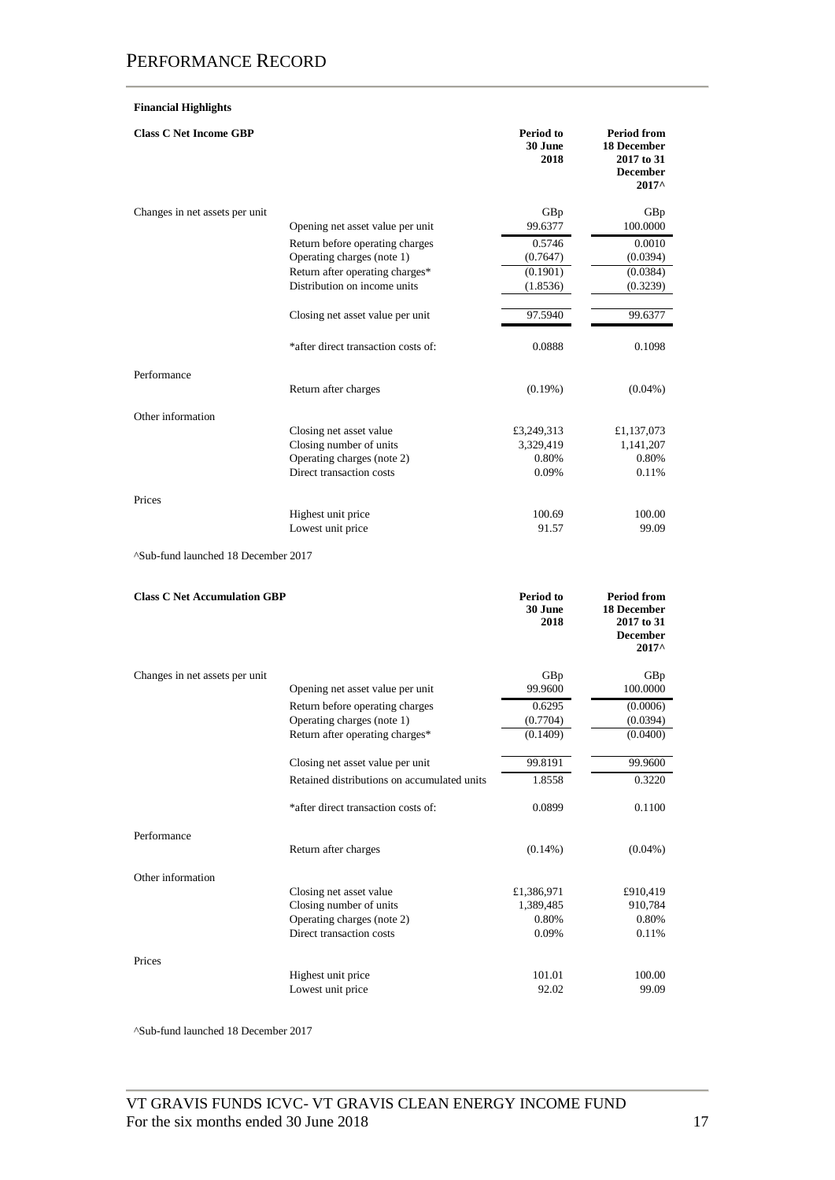# Performance Record

**Financial Highlights**

| **Class C Net Income GBP** | | **Period to 30 June 2018** | **Period from 18 December 2017 to 31 December 2017^** |
|---|---|---|---|
| Changes in net assets per unit | | GBp | GBp |
| | Opening net asset value per unit | 99.6377 | 100.0000 |
| | Return before operating charges | 0.5746 | 0.0010 |
| | Operating charges (note 1) | (0.7647) | (0.0394) |
| | Return after operating charges* | (0.1901) | (0.0384) |
| | Distribution on income units | (1.8536) | (0.3239) |
| | Closing net asset value per unit | 97.5940 | 99.6377 |
| | *after direct transaction costs of: | 0.0888 | 0.1098 |
| Performance | | | |
| | Return after charges | (0.19%) | (0.04%) |
| Other information | | | |
| | Closing net asset value | £3,249,313 | £1,137,073 |
| | Closing number of units | 3,329,419 | 1,141,207 |
| | Operating charges (note 2) | 0.80% | 0.80% |
| | Direct transaction costs | 0.09% | 0.11% |
| Prices | | | |
| | Highest unit price | 100.69 | 100.00 |
| | Lowest unit price | 91.57 | 99.09 |

^Sub-fund launched 18 December 2017

| **Class C Net Accumulation GBP** | | **Period to 30 June 2018** | **Period from 18 December 2017 to 31 December 2017^** |
|---|---|---|---|
| Changes in net assets per unit | | GBp | GBp |
| | Opening net asset value per unit | 99.9600 | 100.0000 |
| | Return before operating charges | 0.6295 | (0.0006) |
| | Operating charges (note 1) | (0.7704) | (0.0394) |
| | Return after operating charges* | (0.1409) | (0.0400) |
| | Closing net asset value per unit | 99.8191 | 99.9600 |
| | Retained distributions on accumulated units | 1.8558 | 0.3220 |
| | *after direct transaction costs of: | 0.0899 | 0.1100 |
| Performance | | | |
| | Return after charges | (0.14%) | (0.04%) |
| Other information | | | |
| | Closing net asset value | £1,386,971 | £910,419 |
| | Closing number of units | 1,389,485 | 910,784 |
| | Operating charges (note 2) | 0.80% | 0.80% |
| | Direct transaction costs | 0.09% | 0.11% |
| Prices | | | |
| | Highest unit price | 101.01 | 100.00 |
| | Lowest unit price | 92.02 | 99.09 |

^Sub-fund launched 18 December 2017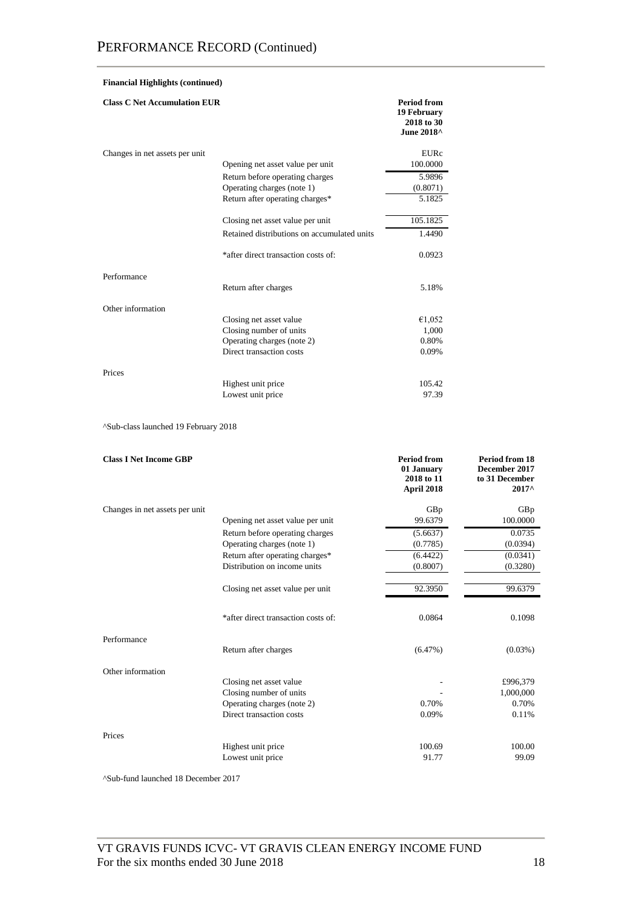# PERFORMANCE RECORD (Continued)

**Financial Highlights (continued)**

| **Class C Net Accumulation EUR** | | **Period from 19 February 2018 to 30 June 2018^** |
|---|---|---|
| Changes in net assets per unit | | EURc |
| | Opening net asset value per unit | 100.0000 |
| | Return before operating charges | 5.9896 |
| | Operating charges (note 1) | (0.8071) |
| | Return after operating charges* | 5.1825 |
| | Closing net asset value per unit | 105.1825 |
| | Retained distributions on accumulated units | 1.4490 |
| | *after direct transaction costs of: | 0.0923 |
| Performance | | |
| | Return after charges | 5.18% |
| Other information | | |
| | Closing net asset value | €1,052 |
| | Closing number of units | 1,000 |
| | Operating charges (note 2) | 0.80% |
| | Direct transaction costs | 0.09% |
| Prices | | |
| | Highest unit price | 105.42 |
| | Lowest unit price | 97.39 |

^Sub-class launched 19 February 2018

| **Class I Net Income GBP** | | **Period from 01 January 2018 to 11 April 2018** | **Period from 18 December 2017 to 31 December 2017^** |
|---|---|---|---|
| Changes in net assets per unit | | GBp | GBp |
| | Opening net asset value per unit | 99.6379 | 100.0000 |
| | Return before operating charges | (5.6637) | 0.0735 |
| | Operating charges (note 1) | (0.7785) | (0.0394) |
| | Return after operating charges* | (6.4422) | (0.0341) |
| | Distribution on income units | (0.8007) | (0.3280) |
| | Closing net asset value per unit | 92.3950 | 99.6379 |
| | *after direct transaction costs of: | 0.0864 | 0.1098 |
| Performance | | | |
| | Return after charges | (6.47%) | (0.03%) |
| Other information | | | |
| | Closing net asset value | - | £996,379 |
| | Closing number of units | - | 1,000,000 |
| | Operating charges (note 2) | 0.70% | 0.70% |
| | Direct transaction costs | 0.09% | 0.11% |
| Prices | | | |
| | Highest unit price | 100.69 | 100.00 |
| | Lowest unit price | 91.77 | 99.09 |

^Sub-fund launched 18 December 2017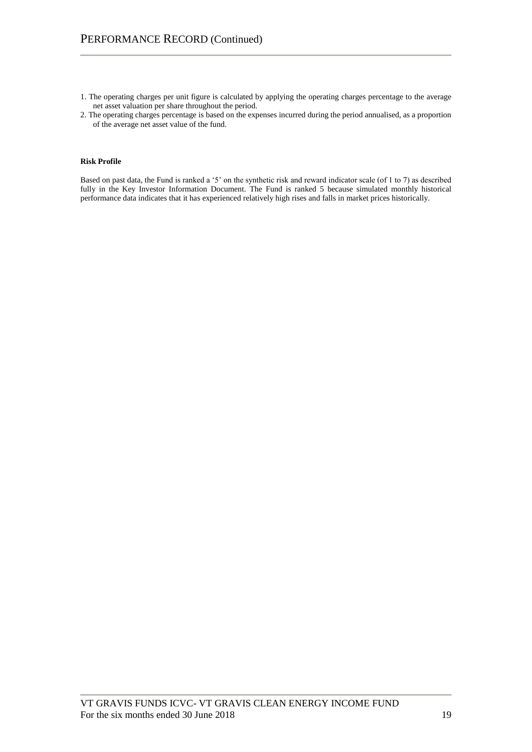# PERFORMANCE RECORD (Continued)

1. The operating charges per unit figure is calculated by applying the operating charges percentage to the average net asset valuation per share throughout the period.
2. The operating charges percentage is based on the expenses incurred during the period annualised, as a proportion of the average net asset value of the fund.

**Risk Profile**

Based on past data, the Fund is ranked a '5' on the synthetic risk and reward indicator scale (of 1 to 7) as described fully in the Key Investor Information Document. The Fund is ranked 5 because simulated monthly historical performance data indicates that it has experienced relatively high rises and falls in market prices historically.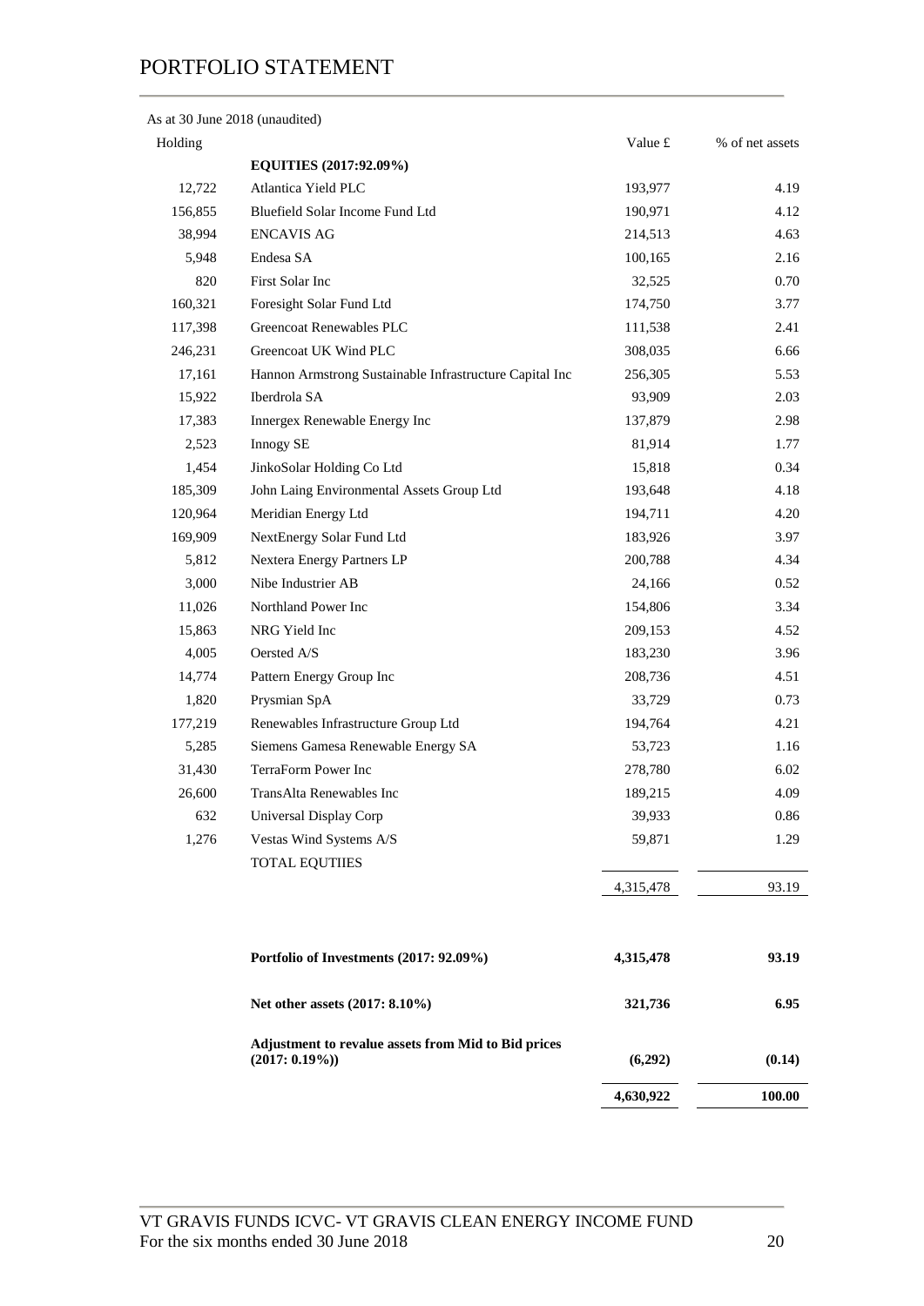# PORTFOLIO STATEMENT

As at 30 June 2018 (unaudited)

| Holding | | Value £ | % of net assets |
|---|---|---|---|
| | **EQUITIES (2017:92.09%)** | | |
| 12,722 | Atlantica Yield PLC | 193,977 | 4.19 |
| 156,855 | Bluefield Solar Income Fund Ltd | 190,971 | 4.12 |
| 38,994 | ENCAVIS AG | 214,513 | 4.63 |
| 5,948 | Endesa SA | 100,165 | 2.16 |
| 820 | First Solar Inc | 32,525 | 0.70 |
| 160,321 | Foresight Solar Fund Ltd | 174,750 | 3.77 |
| 117,398 | Greencoat Renewables PLC | 111,538 | 2.41 |
| 246,231 | Greencoat UK Wind PLC | 308,035 | 6.66 |
| 17,161 | Hannon Armstrong Sustainable Infrastructure Capital Inc | 256,305 | 5.53 |
| 15,922 | Iberdrola SA | 93,909 | 2.03 |
| 17,383 | Innergex Renewable Energy Inc | 137,879 | 2.98 |
| 2,523 | Innogy SE | 81,914 | 1.77 |
| 1,454 | JinkoSolar Holding Co Ltd | 15,818 | 0.34 |
| 185,309 | John Laing Environmental Assets Group Ltd | 193,648 | 4.18 |
| 120,964 | Meridian Energy Ltd | 194,711 | 4.20 |
| 169,909 | NextEnergy Solar Fund Ltd | 183,926 | 3.97 |
| 5,812 | Nextera Energy Partners LP | 200,788 | 4.34 |
| 3,000 | Nibe Industrier AB | 24,166 | 0.52 |
| 11,026 | Northland Power Inc | 154,806 | 3.34 |
| 15,863 | NRG Yield Inc | 209,153 | 4.52 |
| 4,005 | Oersted A/S | 183,230 | 3.96 |
| 14,774 | Pattern Energy Group Inc | 208,736 | 4.51 |
| 1,820 | Prysmian SpA | 33,729 | 0.73 |
| 177,219 | Renewables Infrastructure Group Ltd | 194,764 | 4.21 |
| 5,285 | Siemens Gamesa Renewable Energy SA | 53,723 | 1.16 |
| 31,430 | TerraForm Power Inc | 278,780 | 6.02 |
| 26,600 | TransAlta Renewables Inc | 189,215 | 4.09 |
| 632 | Universal Display Corp | 39,933 | 0.86 |
| 1,276 | Vestas Wind Systems A/S | 59,871 | 1.29 |
| | TOTAL EQUTIIES | 4,315,478 | 93.19 |
| | | | |
| | **Portfolio of Investments (2017: 92.09%)** | **4,315,478** | **93.19** |
| | **Net other assets (2017: 8.10%)** | **321,736** | **6.95** |
| | **Adjustment to revalue assets from Mid to Bid prices (2017: 0.19%))** | **(6,292)** | **(0.14)** |
| | | **4,630,922** | **100.00** |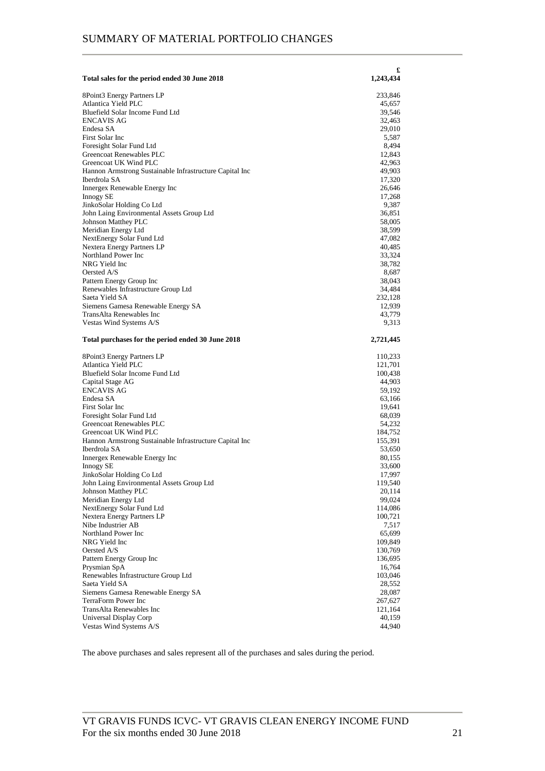# SUMMARY OF MATERIAL PORTFOLIO CHANGES

| | £ |
|---|---|
| **Total sales for the period ended 30 June 2018** | **1,243,434** |
| 8Point3 Energy Partners LP | 233,846 |
| Atlantica Yield PLC | 45,657 |
| Bluefield Solar Income Fund Ltd | 39,546 |
| ENCAVIS AG | 32,463 |
| Endesa SA | 29,010 |
| First Solar Inc | 5,587 |
| Foresight Solar Fund Ltd | 8,494 |
| Greencoat Renewables PLC | 12,843 |
| Greencoat UK Wind PLC | 42,963 |
| Hannon Armstrong Sustainable Infrastructure Capital Inc | 49,903 |
| Iberdrola SA | 17,320 |
| Innergex Renewable Energy Inc | 26,646 |
| Innogy SE | 17,268 |
| JinkoSolar Holding Co Ltd | 9,387 |
| John Laing Environmental Assets Group Ltd | 36,851 |
| Johnson Matthey PLC | 58,005 |
| Meridian Energy Ltd | 38,599 |
| NextEnergy Solar Fund Ltd | 47,082 |
| Nextera Energy Partners LP | 40,485 |
| Northland Power Inc | 33,324 |
| NRG Yield Inc | 38,782 |
| Oersted A/S | 8,687 |
| Pattern Energy Group Inc | 38,043 |
| Renewables Infrastructure Group Ltd | 34,484 |
| Saeta Yield SA | 232,128 |
| Siemens Gamesa Renewable Energy SA | 12,939 |
| TransAlta Renewables Inc | 43,779 |
| Vestas Wind Systems A/S | 9,313 |

| | £ |
|---|---|
| **Total purchases for the period ended 30 June 2018** | **2,721,445** |
| 8Point3 Energy Partners LP | 110,233 |
| Atlantica Yield PLC | 121,701 |
| Bluefield Solar Income Fund Ltd | 100,438 |
| Capital Stage AG | 44,903 |
| ENCAVIS AG | 59,192 |
| Endesa SA | 63,166 |
| First Solar Inc | 19,641 |
| Foresight Solar Fund Ltd | 68,039 |
| Greencoat Renewables PLC | 54,232 |
| Greencoat UK Wind PLC | 184,752 |
| Hannon Armstrong Sustainable Infrastructure Capital Inc | 155,391 |
| Iberdrola SA | 53,650 |
| Innergex Renewable Energy Inc | 80,155 |
| Innogy SE | 33,600 |
| JinkoSolar Holding Co Ltd | 17,997 |
| John Laing Environmental Assets Group Ltd | 119,540 |
| Johnson Matthey PLC | 20,114 |
| Meridian Energy Ltd | 99,024 |
| NextEnergy Solar Fund Ltd | 114,086 |
| Nextera Energy Partners LP | 100,721 |
| Nibe Industrier AB | 7,517 |
| Northland Power Inc | 65,699 |
| NRG Yield Inc | 109,849 |
| Oersted A/S | 130,769 |
| Pattern Energy Group Inc | 136,695 |
| Prysmian SpA | 16,764 |
| Renewables Infrastructure Group Ltd | 103,046 |
| Saeta Yield SA | 28,552 |
| Siemens Gamesa Renewable Energy SA | 28,087 |
| TerraForm Power Inc | 267,627 |
| TransAlta Renewables Inc | 121,164 |
| Universal Display Corp | 40,159 |
| Vestas Wind Systems A/S | 44,940 |

The above purchases and sales represent all of the purchases and sales during the period.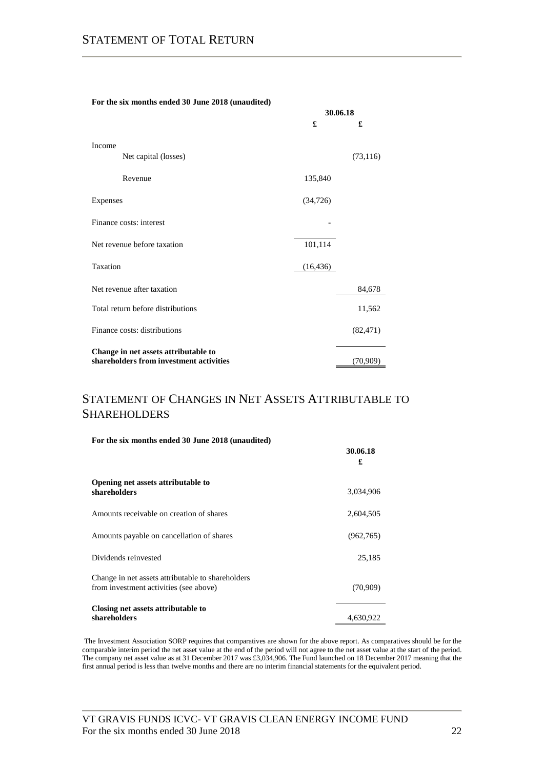# STATEMENT OF TOTAL RETURN

**For the six months ended 30 June 2018 (unaudited)**

| | 30.06.18 | |
|---|---|---|
| | £ | £ |
| Income | | |
| Net capital (losses) | | (73,116) |
| Revenue | 135,840 | |
| Expenses | (34,726) | |
| Finance costs: interest | - | |
| Net revenue before taxation | 101,114 | |
| Taxation | (16,436) | |
| Net revenue after taxation | | 84,678 |
| Total return before distributions | | 11,562 |
| Finance costs: distributions | | (82,471) |
| **Change in net assets attributable to shareholders from investment activities** | | (70,909) |

# STATEMENT OF CHANGES IN NET ASSETS ATTRIBUTABLE TO SHAREHOLDERS

**For the six months ended 30 June 2018 (unaudited)**

| | 30.06.18 |
|---|---|
| | £ |
| **Opening net assets attributable to shareholders** | 3,034,906 |
| Amounts receivable on creation of shares | 2,604,505 |
| Amounts payable on cancellation of shares | (962,765) |
| Dividends reinvested | 25,185 |
| Change in net assets attributable to shareholders from investment activities (see above) | (70,909) |
| **Closing net assets attributable to shareholders** | 4,630,922 |

The Investment Association SORP requires that comparatives are shown for the above report. As comparatives should be for the comparable interim period the net asset value at the end of the period will not agree to the net asset value at the start of the period. The company net asset value as at 31 December 2017 was £3,034,906. The Fund launched on 18 December 2017 meaning that the first annual period is less than twelve months and there are no interim financial statements for the equivalent period.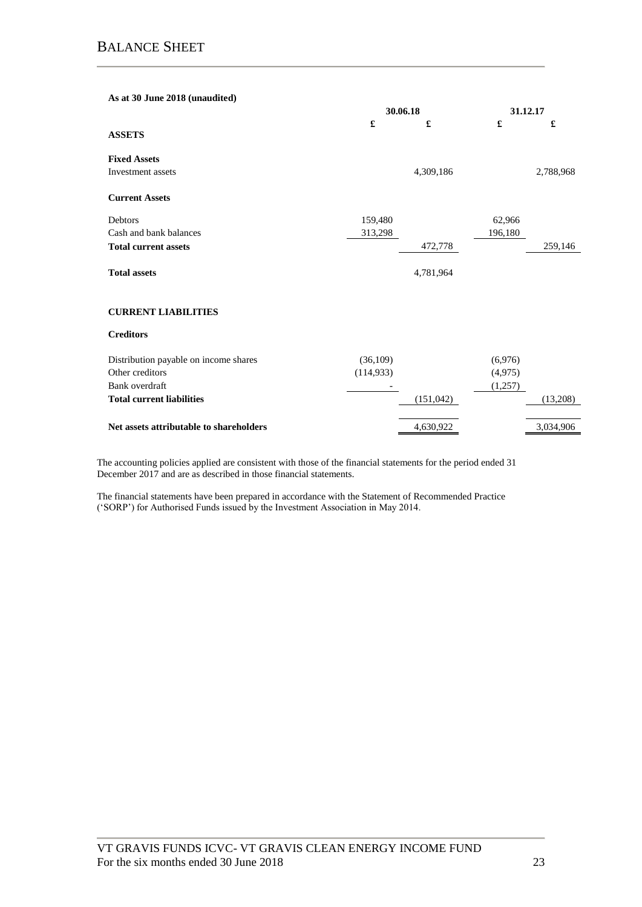# BALANCE SHEET

**As at 30 June 2018 (unaudited)**

| | 30.06.18 | | 31.12.17 | |
|---|---|---|---|---|
| | £ | £ | £ | £ |
| **ASSETS** | | | | |
| **Fixed Assets** | | | | |
| Investment assets | | 4,309,186 | | 2,788,968 |
| **Current Assets** | | | | |
| Debtors | 159,480 | | 62,966 | |
| Cash and bank balances | 313,298 | | 196,180 | |
| **Total current assets** | | 472,778 | | 259,146 |
| **Total assets** | | 4,781,964 | | |
| **CURRENT LIABILITIES** | | | | |
| **Creditors** | | | | |
| Distribution payable on income shares | (36,109) | | (6,976) | |
| Other creditors | (114,933) | | (4,975) | |
| Bank overdraft | - | | (1,257) | |
| **Total current liabilities** | | (151,042) | | (13,208) |
| **Net assets attributable to shareholders** | | 4,630,922 | | 3,034,906 |

The accounting policies applied are consistent with those of the financial statements for the period ended 31 December 2017 and are as described in those financial statements.

The financial statements have been prepared in accordance with the Statement of Recommended Practice ('SORP') for Authorised Funds issued by the Investment Association in May 2014.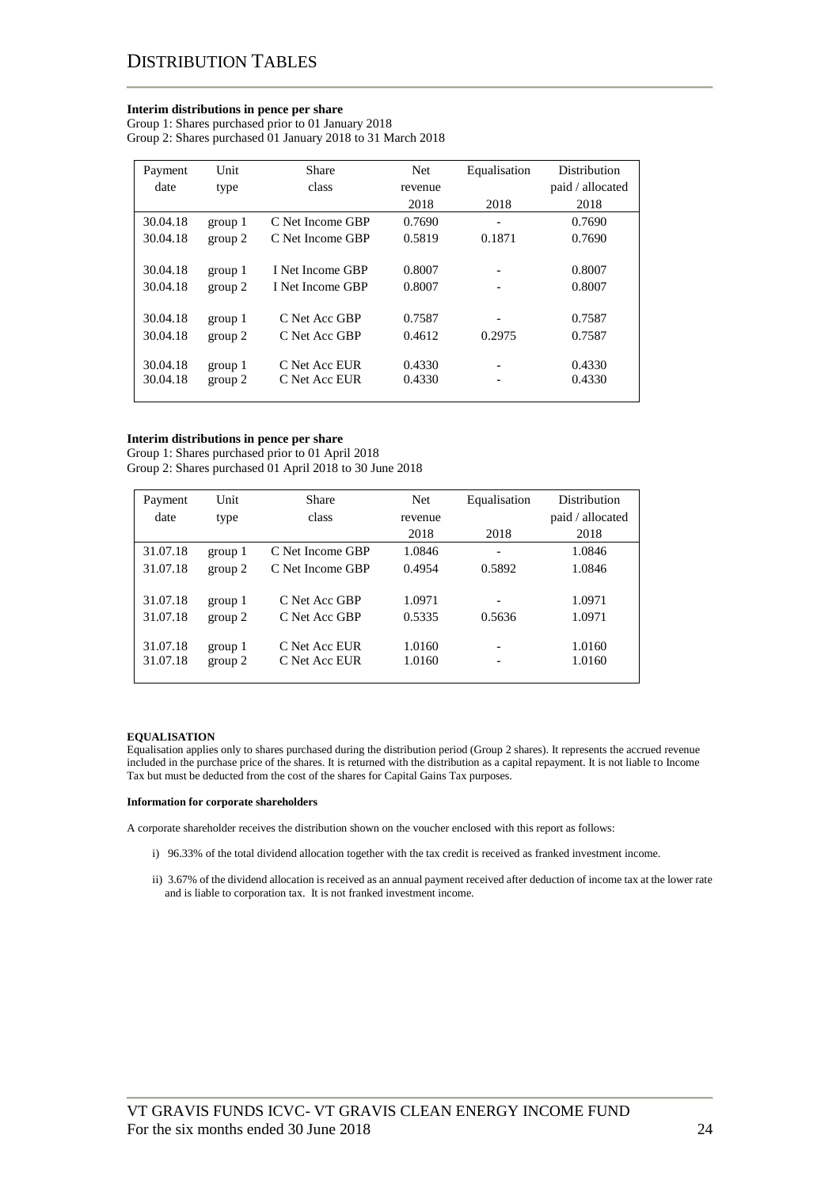# DISTRIBUTION TABLES

**Interim distributions in pence per share**

Group 1: Shares purchased prior to 01 January 2018
Group 2: Shares purchased 01 January 2018 to 31 March 2018

| Payment date | Unit type | Share class | Net revenue 2018 | Equalisation 2018 | Distribution paid / allocated 2018 |
|---|---|---|---|---|---|
| 30.04.18 | group 1 | C Net Income GBP | 0.7690 | - | 0.7690 |
| 30.04.18 | group 2 | C Net Income GBP | 0.5819 | 0.1871 | 0.7690 |
| 30.04.18 | group 1 | I Net Income GBP | 0.8007 | - | 0.8007 |
| 30.04.18 | group 2 | I Net Income GBP | 0.8007 | - | 0.8007 |
| 30.04.18 | group 1 | C Net Acc GBP | 0.7587 | - | 0.7587 |
| 30.04.18 | group 2 | C Net Acc GBP | 0.4612 | 0.2975 | 0.7587 |
| 30.04.18 | group 1 | C Net Acc EUR | 0.4330 | - | 0.4330 |
| 30.04.18 | group 2 | C Net Acc EUR | 0.4330 | - | 0.4330 |

**Interim distributions in pence per share**

Group 1: Shares purchased prior to 01 April 2018
Group 2: Shares purchased 01 April 2018 to 30 June 2018

| Payment date | Unit type | Share class | Net revenue 2018 | Equalisation 2018 | Distribution paid / allocated 2018 |
|---|---|---|---|---|---|
| 31.07.18 | group 1 | C Net Income GBP | 1.0846 | - | 1.0846 |
| 31.07.18 | group 2 | C Net Income GBP | 0.4954 | 0.5892 | 1.0846 |
| 31.07.18 | group 1 | C Net Acc GBP | 1.0971 | - | 1.0971 |
| 31.07.18 | group 2 | C Net Acc GBP | 0.5335 | 0.5636 | 1.0971 |
| 31.07.18 | group 1 | C Net Acc EUR | 1.0160 | - | 1.0160 |
| 31.07.18 | group 2 | C Net Acc EUR | 1.0160 | - | 1.0160 |

**EQUALISATION**

Equalisation applies only to shares purchased during the distribution period (Group 2 shares). It represents the accrued revenue included in the purchase price of the shares. It is returned with the distribution as a capital repayment. It is not liable to Income Tax but must be deducted from the cost of the shares for Capital Gains Tax purposes.

**Information for corporate shareholders**

A corporate shareholder receives the distribution shown on the voucher enclosed with this report as follows:

i) 96.33% of the total dividend allocation together with the tax credit is received as franked investment income.

ii) 3.67% of the dividend allocation is received as an annual payment received after deduction of income tax at the lower rate and is liable to corporation tax. It is not franked investment income.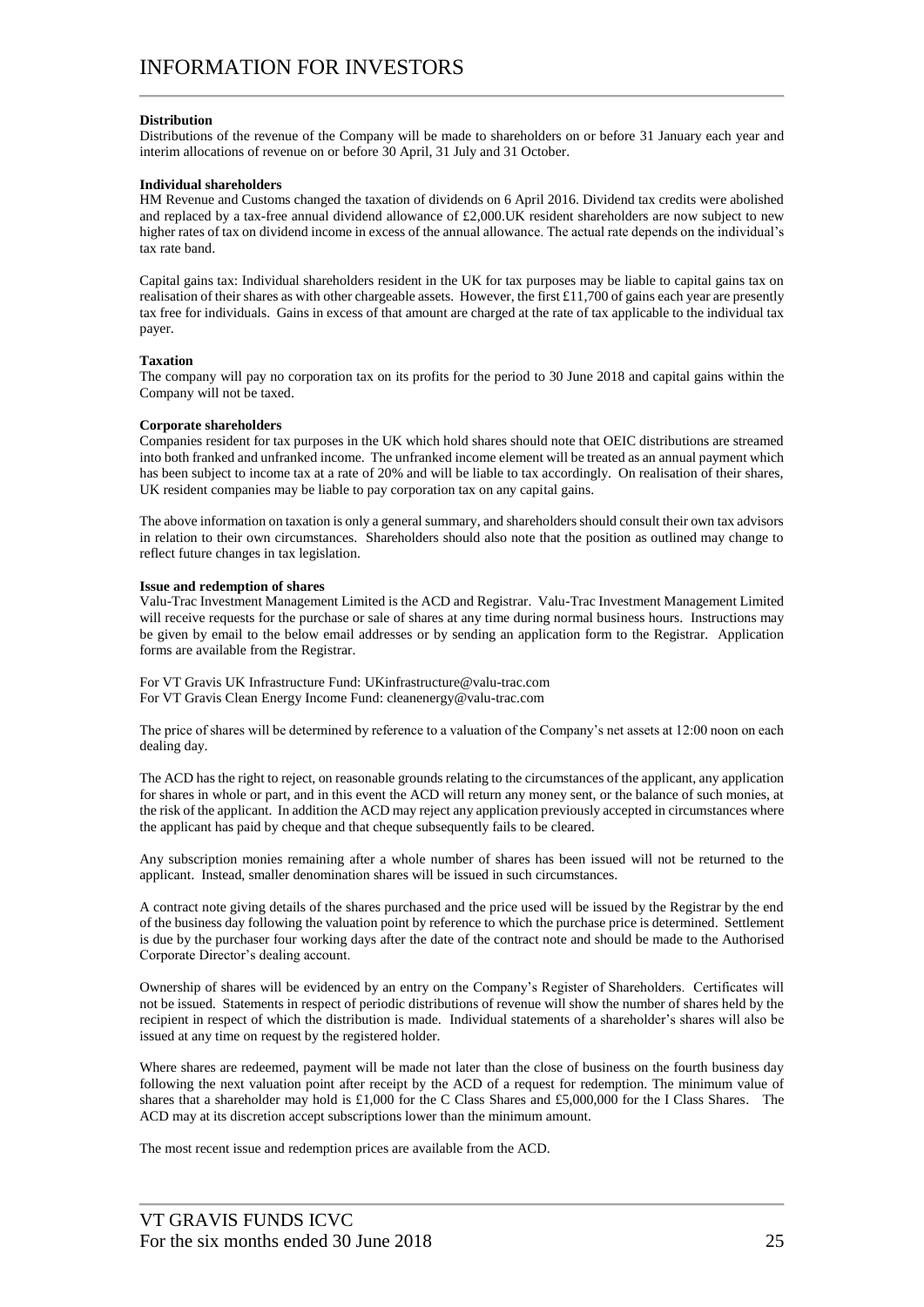# INFORMATION FOR INVESTORS

**Distribution**

Distributions of the revenue of the Company will be made to shareholders on or before 31 January each year and interim allocations of revenue on or before 30 April, 31 July and 31 October.

**Individual shareholders**

HM Revenue and Customs changed the taxation of dividends on 6 April 2016. Dividend tax credits were abolished and replaced by a tax-free annual dividend allowance of £2,000.UK resident shareholders are now subject to new higher rates of tax on dividend income in excess of the annual allowance. The actual rate depends on the individual's tax rate band.

Capital gains tax: Individual shareholders resident in the UK for tax purposes may be liable to capital gains tax on realisation of their shares as with other chargeable assets. However, the first £11,700 of gains each year are presently tax free for individuals. Gains in excess of that amount are charged at the rate of tax applicable to the individual tax payer.

**Taxation**

The company will pay no corporation tax on its profits for the period to 30 June 2018 and capital gains within the Company will not be taxed.

**Corporate shareholders**

Companies resident for tax purposes in the UK which hold shares should note that OEIC distributions are streamed into both franked and unfranked income. The unfranked income element will be treated as an annual payment which has been subject to income tax at a rate of 20% and will be liable to tax accordingly. On realisation of their shares, UK resident companies may be liable to pay corporation tax on any capital gains.

The above information on taxation is only a general summary, and shareholders should consult their own tax advisors in relation to their own circumstances. Shareholders should also note that the position as outlined may change to reflect future changes in tax legislation.

**Issue and redemption of shares**

Valu-Trac Investment Management Limited is the ACD and Registrar. Valu-Trac Investment Management Limited will receive requests for the purchase or sale of shares at any time during normal business hours. Instructions may be given by email to the below email addresses or by sending an application form to the Registrar. Application forms are available from the Registrar.

For VT Gravis UK Infrastructure Fund: UKinfrastructure@valu-trac.com
For VT Gravis Clean Energy Income Fund: cleanenergy@valu-trac.com

The price of shares will be determined by reference to a valuation of the Company's net assets at 12:00 noon on each dealing day.

The ACD has the right to reject, on reasonable grounds relating to the circumstances of the applicant, any application for shares in whole or part, and in this event the ACD will return any money sent, or the balance of such monies, at the risk of the applicant. In addition the ACD may reject any application previously accepted in circumstances where the applicant has paid by cheque and that cheque subsequently fails to be cleared.

Any subscription monies remaining after a whole number of shares has been issued will not be returned to the applicant. Instead, smaller denomination shares will be issued in such circumstances.

A contract note giving details of the shares purchased and the price used will be issued by the Registrar by the end of the business day following the valuation point by reference to which the purchase price is determined. Settlement is due by the purchaser four working days after the date of the contract note and should be made to the Authorised Corporate Director's dealing account.

Ownership of shares will be evidenced by an entry on the Company's Register of Shareholders. Certificates will not be issued. Statements in respect of periodic distributions of revenue will show the number of shares held by the recipient in respect of which the distribution is made. Individual statements of a shareholder's shares will also be issued at any time on request by the registered holder.

Where shares are redeemed, payment will be made not later than the close of business on the fourth business day following the next valuation point after receipt by the ACD of a request for redemption. The minimum value of shares that a shareholder may hold is £1,000 for the C Class Shares and £5,000,000 for the I Class Shares. The ACD may at its discretion accept subscriptions lower than the minimum amount.

The most recent issue and redemption prices are available from the ACD.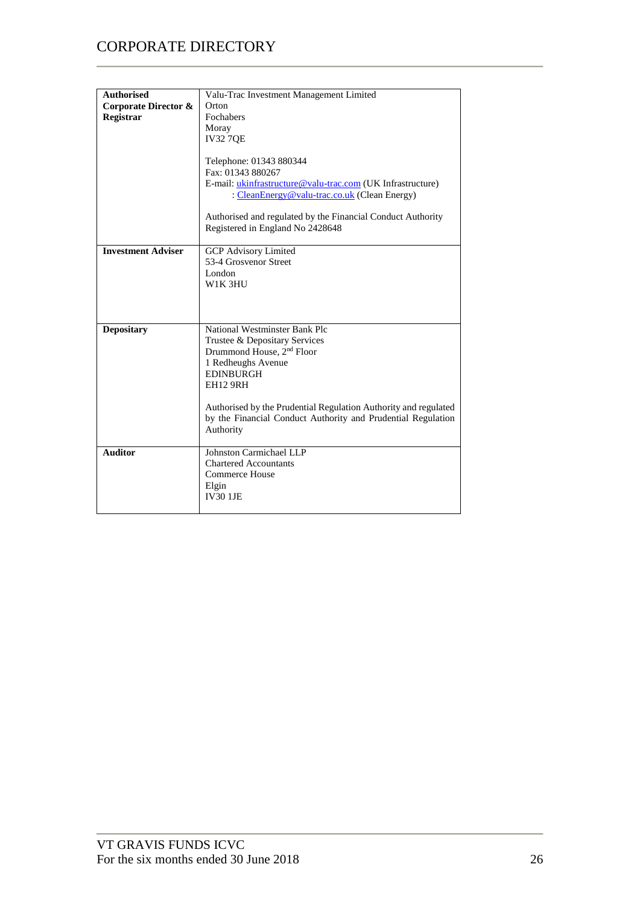# CORPORATE DIRECTORY

| | |
|---|---|
| **Authorised Corporate Director & Registrar** | Valu-Trac Investment Management Limited<br>Orton<br>Fochabers<br>Moray<br>IV32 7QE<br><br>Telephone: 01343 880344<br>Fax: 01343 880267<br>E-mail: ukinfrastructure@valu-trac.com (UK Infrastructure)<br>: CleanEnergy@valu-trac.co.uk (Clean Energy)<br><br>Authorised and regulated by the Financial Conduct Authority<br>Registered in England No 2428648 |
| **Investment Adviser** | GCP Advisory Limited<br>53-4 Grosvenor Street<br>London<br>W1K 3HU |
| **Depositary** | National Westminster Bank Plc<br>Trustee & Depositary Services<br>Drummond House, 2nd Floor<br>1 Redheughs Avenue<br>EDINBURGH<br>EH12 9RH<br><br>Authorised by the Prudential Regulation Authority and regulated by the Financial Conduct Authority and Prudential Regulation Authority |
| **Auditor** | Johnston Carmichael LLP<br>Chartered Accountants<br>Commerce House<br>Elgin<br>IV30 1JE |